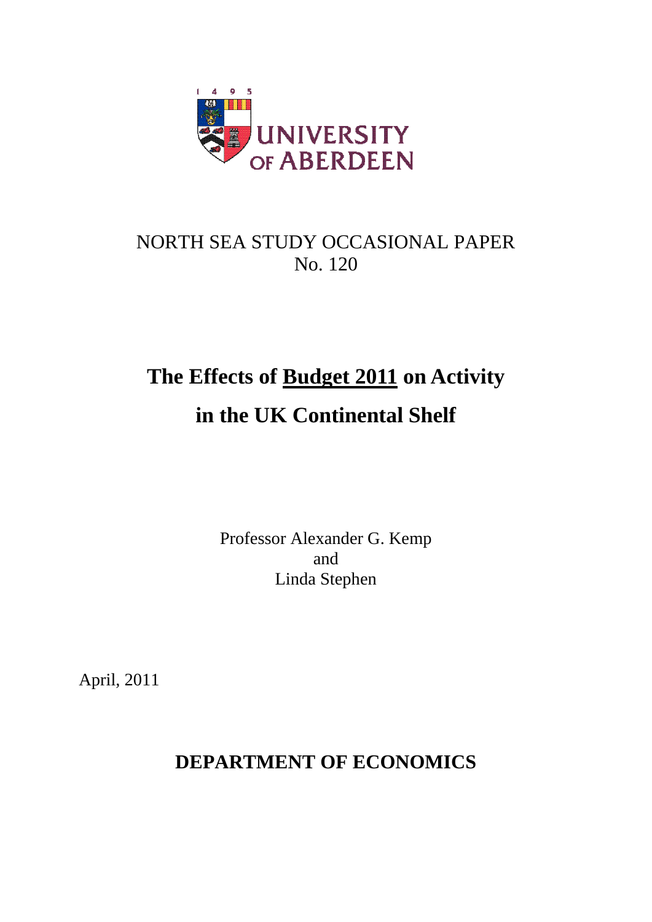UNIVERSITY OF ABERDEEN

NORTH SEA STUDY OCCASIONAL PAPER
No. 120

# The Effects of Budget 2011 on Activity in the UK Continental Shelf

Professor Alexander G. Kemp
and
Linda Stephen

April, 2011

**DEPARTMENT OF ECONOMICS**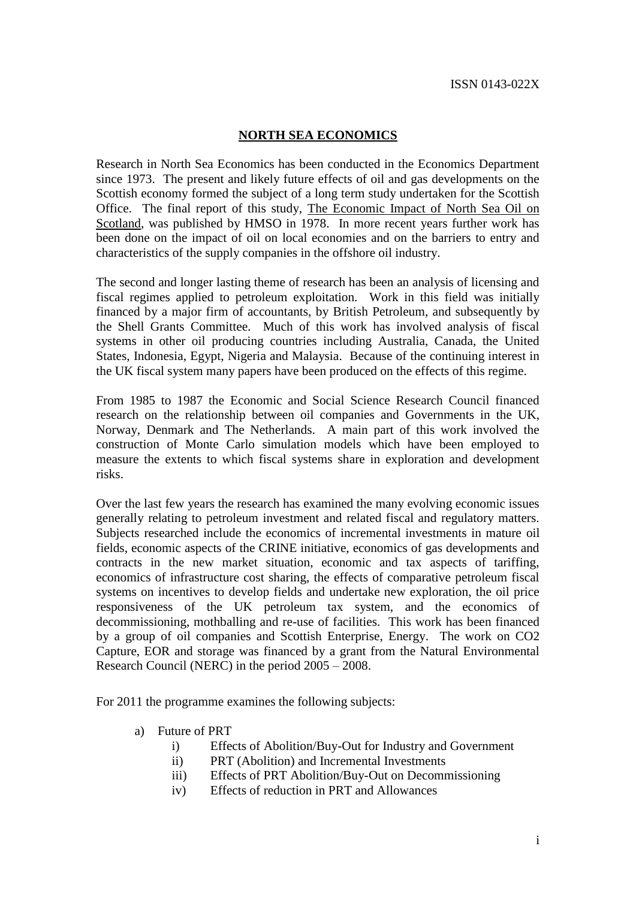ISSN 0143-022X

## NORTH SEA ECONOMICS

Research in North Sea Economics has been conducted in the Economics Department since 1973. The present and likely future effects of oil and gas developments on the Scottish economy formed the subject of a long term study undertaken for the Scottish Office. The final report of this study, The Economic Impact of North Sea Oil on Scotland, was published by HMSO in 1978. In more recent years further work has been done on the impact of oil on local economies and on the barriers to entry and characteristics of the supply companies in the offshore oil industry.

The second and longer lasting theme of research has been an analysis of licensing and fiscal regimes applied to petroleum exploitation. Work in this field was initially financed by a major firm of accountants, by British Petroleum, and subsequently by the Shell Grants Committee. Much of this work has involved analysis of fiscal systems in other oil producing countries including Australia, Canada, the United States, Indonesia, Egypt, Nigeria and Malaysia. Because of the continuing interest in the UK fiscal system many papers have been produced on the effects of this regime.

From 1985 to 1987 the Economic and Social Science Research Council financed research on the relationship between oil companies and Governments in the UK, Norway, Denmark and The Netherlands. A main part of this work involved the construction of Monte Carlo simulation models which have been employed to measure the extents to which fiscal systems share in exploration and development risks.

Over the last few years the research has examined the many evolving economic issues generally relating to petroleum investment and related fiscal and regulatory matters. Subjects researched include the economics of incremental investments in mature oil fields, economic aspects of the CRINE initiative, economics of gas developments and contracts in the new market situation, economic and tax aspects of tariffing, economics of infrastructure cost sharing, the effects of comparative petroleum fiscal systems on incentives to develop fields and undertake new exploration, the oil price responsiveness of the UK petroleum tax system, and the economics of decommissioning, mothballing and re-use of facilities. This work has been financed by a group of oil companies and Scottish Enterprise, Energy. The work on CO2 Capture, EOR and storage was financed by a grant from the Natural Environmental Research Council (NERC) in the period 2005 – 2008.

For 2011 the programme examines the following subjects:

a) Future of PRT
   i) Effects of Abolition/Buy-Out for Industry and Government
   ii) PRT (Abolition) and Incremental Investments
   iii) Effects of PRT Abolition/Buy-Out on Decommissioning
   iv) Effects of reduction in PRT and Allowances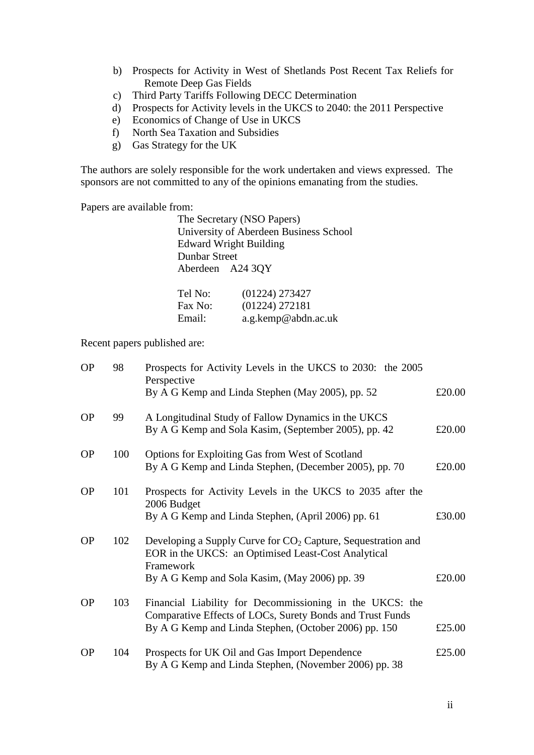b) Prospects for Activity in West of Shetlands Post Recent Tax Reliefs for Remote Deep Gas Fields
c) Third Party Tariffs Following DECC Determination
d) Prospects for Activity levels in the UKCS to 2040: the 2011 Perspective
e) Economics of Change of Use in UKCS
f) North Sea Taxation and Subsidies
g) Gas Strategy for the UK

The authors are solely responsible for the work undertaken and views expressed. The sponsors are not committed to any of the opinions emanating from the studies.

Papers are available from:

The Secretary (NSO Papers)
University of Aberdeen Business School
Edward Wright Building
Dunbar Street
Aberdeen A24 3QY

Tel No: (01224) 273427
Fax No: (01224) 272181
Email: a.g.kemp@abdn.ac.uk

Recent papers published are:

| | | | |
|---|---|---|---|
| OP | 98 | Prospects for Activity Levels in the UKCS to 2030: the 2005 Perspective<br>By A G Kemp and Linda Stephen (May 2005), pp. 52 | £20.00 |
| OP | 99 | A Longitudinal Study of Fallow Dynamics in the UKCS<br>By A G Kemp and Sola Kasim, (September 2005), pp. 42 | £20.00 |
| OP | 100 | Options for Exploiting Gas from West of Scotland<br>By A G Kemp and Linda Stephen, (December 2005), pp. 70 | £20.00 |
| OP | 101 | Prospects for Activity Levels in the UKCS to 2035 after the 2006 Budget<br>By A G Kemp and Linda Stephen, (April 2006) pp. 61 | £30.00 |
| OP | 102 | Developing a Supply Curve for $CO_2$ Capture, Sequestration and EOR in the UKCS: an Optimised Least-Cost Analytical Framework<br>By A G Kemp and Sola Kasim, (May 2006) pp. 39 | £20.00 |
| OP | 103 | Financial Liability for Decommissioning in the UKCS: the Comparative Effects of LOCs, Surety Bonds and Trust Funds<br>By A G Kemp and Linda Stephen, (October 2006) pp. 150 | £25.00 |
| OP | 104 | Prospects for UK Oil and Gas Import Dependence<br>By A G Kemp and Linda Stephen, (November 2006) pp. 38 | £25.00 |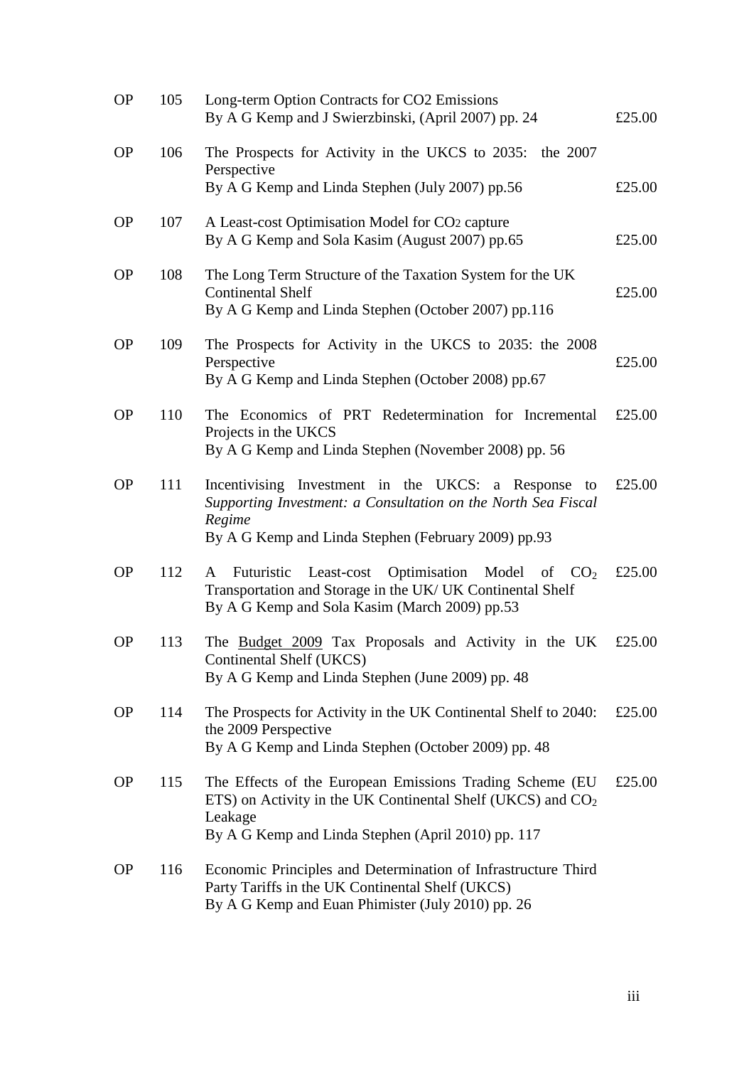| | | | |
|---|---|---|---|
| OP | 105 | Long-term Option Contracts for CO2 Emissions<br>By A G Kemp and J Swierzbinski, (April 2007) pp. 24 | £25.00 |
| OP | 106 | The Prospects for Activity in the UKCS to 2035: the 2007 Perspective<br>By A G Kemp and Linda Stephen (July 2007) pp.56 | £25.00 |
| OP | 107 | A Least-cost Optimisation Model for $CO_2$ capture<br>By A G Kemp and Sola Kasim (August 2007) pp.65 | £25.00 |
| OP | 108 | The Long Term Structure of the Taxation System for the UK Continental Shelf<br>By A G Kemp and Linda Stephen (October 2007) pp.116 | £25.00 |
| OP | 109 | The Prospects for Activity in the UKCS to 2035: the 2008 Perspective<br>By A G Kemp and Linda Stephen (October 2008) pp.67 | £25.00 |
| OP | 110 | The Economics of PRT Redetermination for Incremental Projects in the UKCS<br>By A G Kemp and Linda Stephen (November 2008) pp. 56 | £25.00 |
| OP | 111 | Incentivising Investment in the UKCS: a Response to *Supporting Investment: a Consultation on the North Sea Fiscal Regime*<br>By A G Kemp and Linda Stephen (February 2009) pp.93 | £25.00 |
| OP | 112 | A Futuristic Least-cost Optimisation Model of $CO_2$ Transportation and Storage in the UK/ UK Continental Shelf<br>By A G Kemp and Sola Kasim (March 2009) pp.53 | £25.00 |
| OP | 113 | The Budget 2009 Tax Proposals and Activity in the UK Continental Shelf (UKCS)<br>By A G Kemp and Linda Stephen (June 2009) pp. 48 | £25.00 |
| OP | 114 | The Prospects for Activity in the UK Continental Shelf to 2040: the 2009 Perspective<br>By A G Kemp and Linda Stephen (October 2009) pp. 48 | £25.00 |
| OP | 115 | The Effects of the European Emissions Trading Scheme (EU ETS) on Activity in the UK Continental Shelf (UKCS) and $CO_2$ Leakage<br>By A G Kemp and Linda Stephen (April 2010) pp. 117 | £25.00 |
| OP | 116 | Economic Principles and Determination of Infrastructure Third Party Tariffs in the UK Continental Shelf (UKCS)<br>By A G Kemp and Euan Phimister (July 2010) pp. 26 | |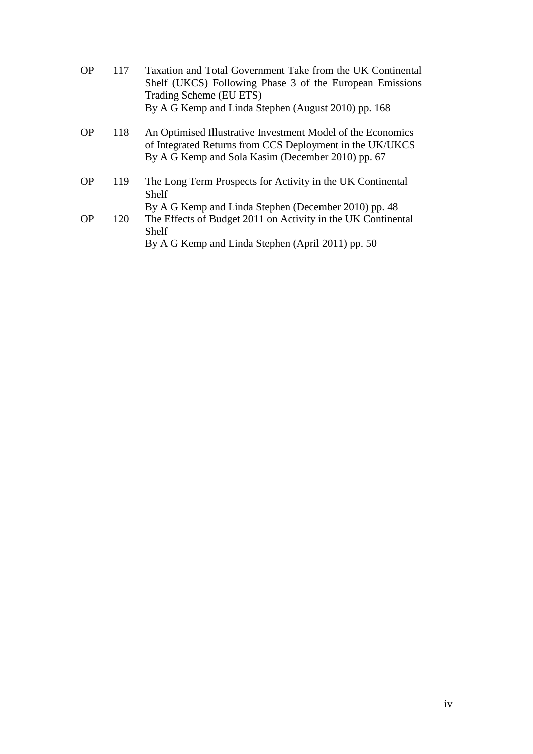| | | |
|---|---|---|
| OP | 117 | Taxation and Total Government Take from the UK Continental Shelf (UKCS) Following Phase 3 of the European Emissions Trading Scheme (EU ETS)<br>By A G Kemp and Linda Stephen (August 2010) pp. 168 |
| OP | 118 | An Optimised Illustrative Investment Model of the Economics of Integrated Returns from CCS Deployment in the UK/UKCS<br>By A G Kemp and Sola Kasim (December 2010) pp. 67 |
| OP | 119 | The Long Term Prospects for Activity in the UK Continental Shelf<br>By A G Kemp and Linda Stephen (December 2010) pp. 48 |
| OP | 120 | The Effects of Budget 2011 on Activity in the UK Continental Shelf<br>By A G Kemp and Linda Stephen (April 2011) pp. 50 |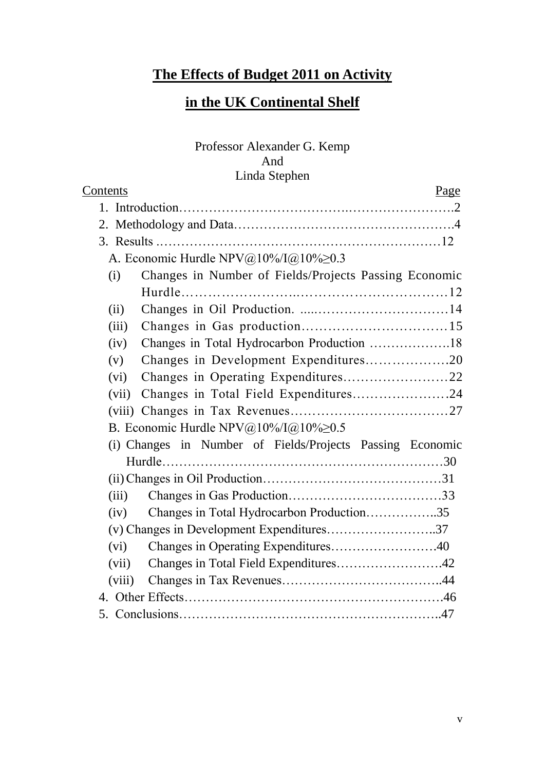# The Effects of Budget 2011 on Activity in the UK Continental Shelf

Professor Alexander G. Kemp
And
Linda Stephen

Contents — Page

1. Introduction……………………………….…………………….2
2. Methodology and Data………………………………………….4
3. Results .…………………………………………………………12

A. Economic Hurdle NPV@10%/I@10%≥0.3

- (i) Changes in Number of Fields/Projects Passing Economic Hurdle……………………..…………………………….12
- (ii) Changes in Oil Production. .....…………………………14
- (iii) Changes in Gas production……………………………15
- (iv) Changes in Total Hydrocarbon Production ……………….18
- (v) Changes in Development Expenditures……………….20
- (vi) Changes in Operating Expenditures……………………22
- (vii) Changes in Total Field Expenditures…………………24
- (viii) Changes in Tax Revenues………………………………27

B. Economic Hurdle NPV@10%/I@10%≥0.5

- (i) Changes in Number of Fields/Projects Passing Economic Hurdle………………………………………………………30
- (ii) Changes in Oil Production……………………………………31
- (iii) Changes in Gas Production………………………………33
- (iv) Changes in Total Hydrocarbon Production……………..35
- (v) Changes in Development Expenditures……………………..37
- (vi) Changes in Operating Expenditures…………………….40
- (vii) Changes in Total Field Expenditures…………………….42
- (viii) Changes in Tax Revenues………………………………..44

4. Other Effects……………………………………………………46
5. Conclusions……………………………………………………..47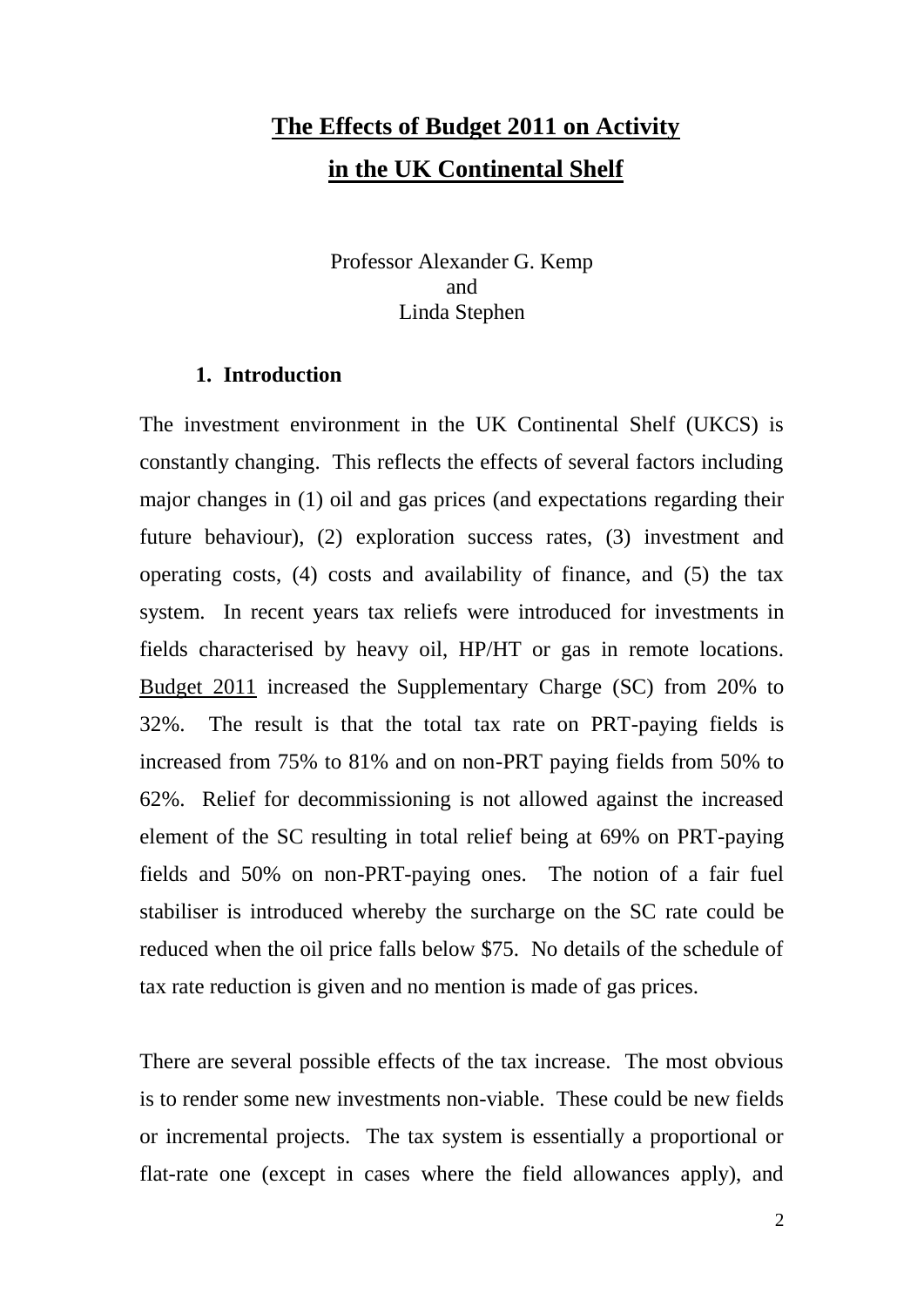# The Effects of Budget 2011 on Activity in the UK Continental Shelf

Professor Alexander G. Kemp
and
Linda Stephen

## 1. Introduction

The investment environment in the UK Continental Shelf (UKCS) is constantly changing. This reflects the effects of several factors including major changes in (1) oil and gas prices (and expectations regarding their future behaviour), (2) exploration success rates, (3) investment and operating costs, (4) costs and availability of finance, and (5) the tax system. In recent years tax reliefs were introduced for investments in fields characterised by heavy oil, HP/HT or gas in remote locations. Budget 2011 increased the Supplementary Charge (SC) from 20% to 32%. The result is that the total tax rate on PRT-paying fields is increased from 75% to 81% and on non-PRT paying fields from 50% to 62%. Relief for decommissioning is not allowed against the increased element of the SC resulting in total relief being at 69% on PRT-paying fields and 50% on non-PRT-paying ones. The notion of a fair fuel stabiliser is introduced whereby the surcharge on the SC rate could be reduced when the oil price falls below $75. No details of the schedule of tax rate reduction is given and no mention is made of gas prices.

There are several possible effects of the tax increase. The most obvious is to render some new investments non-viable. These could be new fields or incremental projects. The tax system is essentially a proportional or flat-rate one (except in cases where the field allowances apply), and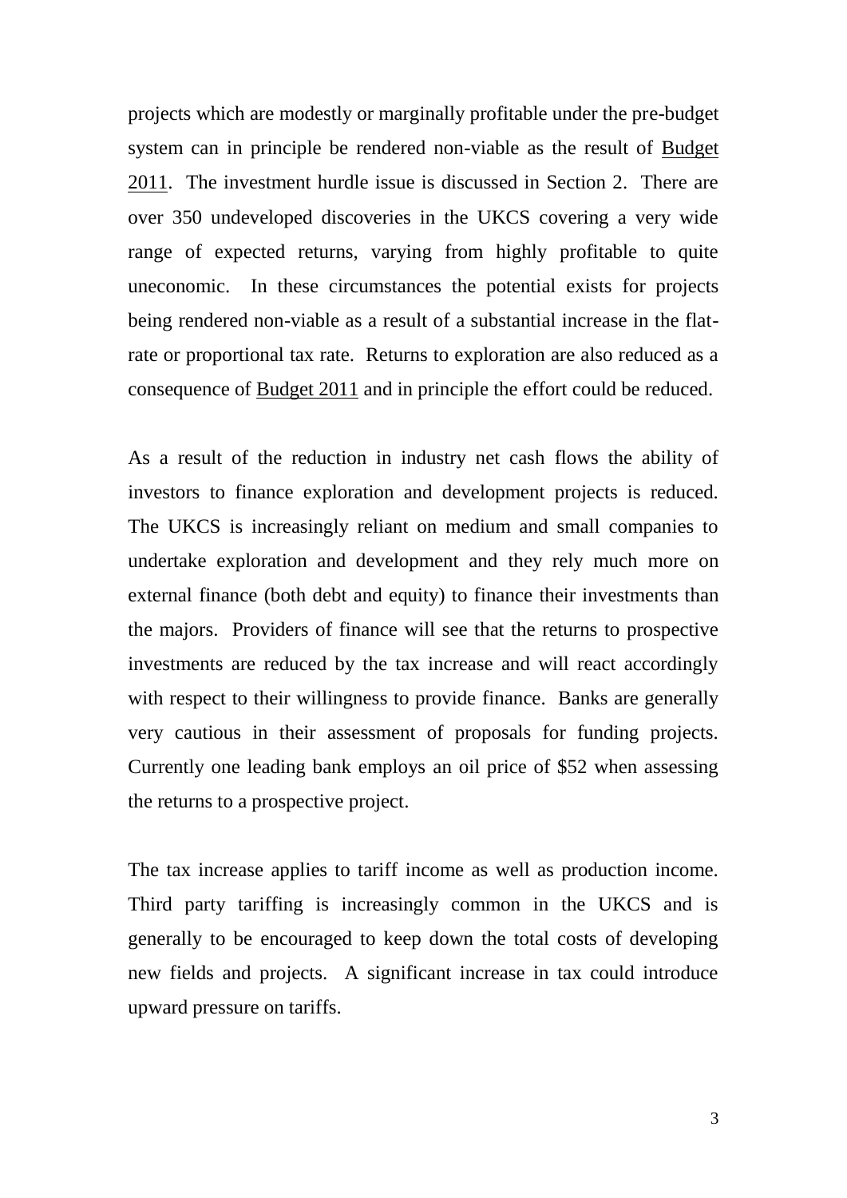projects which are modestly or marginally profitable under the pre-budget system can in principle be rendered non-viable as the result of Budget 2011. The investment hurdle issue is discussed in Section 2. There are over 350 undeveloped discoveries in the UKCS covering a very wide range of expected returns, varying from highly profitable to quite uneconomic. In these circumstances the potential exists for projects being rendered non-viable as a result of a substantial increase in the flat-rate or proportional tax rate. Returns to exploration are also reduced as a consequence of Budget 2011 and in principle the effort could be reduced.

As a result of the reduction in industry net cash flows the ability of investors to finance exploration and development projects is reduced. The UKCS is increasingly reliant on medium and small companies to undertake exploration and development and they rely much more on external finance (both debt and equity) to finance their investments than the majors. Providers of finance will see that the returns to prospective investments are reduced by the tax increase and will react accordingly with respect to their willingness to provide finance. Banks are generally very cautious in their assessment of proposals for funding projects. Currently one leading bank employs an oil price of $52 when assessing the returns to a prospective project.

The tax increase applies to tariff income as well as production income. Third party tariffing is increasingly common in the UKCS and is generally to be encouraged to keep down the total costs of developing new fields and projects. A significant increase in tax could introduce upward pressure on tariffs.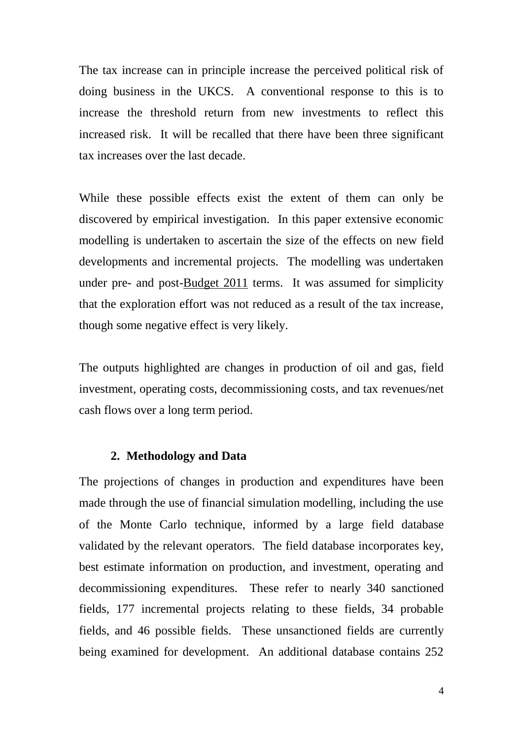The tax increase can in principle increase the perceived political risk of doing business in the UKCS. A conventional response to this is to increase the threshold return from new investments to reflect this increased risk. It will be recalled that there have been three significant tax increases over the last decade.

While these possible effects exist the extent of them can only be discovered by empirical investigation. In this paper extensive economic modelling is undertaken to ascertain the size of the effects on new field developments and incremental projects. The modelling was undertaken under pre- and post-Budget 2011 terms. It was assumed for simplicity that the exploration effort was not reduced as a result of the tax increase, though some negative effect is very likely.

The outputs highlighted are changes in production of oil and gas, field investment, operating costs, decommissioning costs, and tax revenues/net cash flows over a long term period.

## 2. Methodology and Data

The projections of changes in production and expenditures have been made through the use of financial simulation modelling, including the use of the Monte Carlo technique, informed by a large field database validated by the relevant operators. The field database incorporates key, best estimate information on production, and investment, operating and decommissioning expenditures. These refer to nearly 340 sanctioned fields, 177 incremental projects relating to these fields, 34 probable fields, and 46 possible fields. These unsanctioned fields are currently being examined for development. An additional database contains 252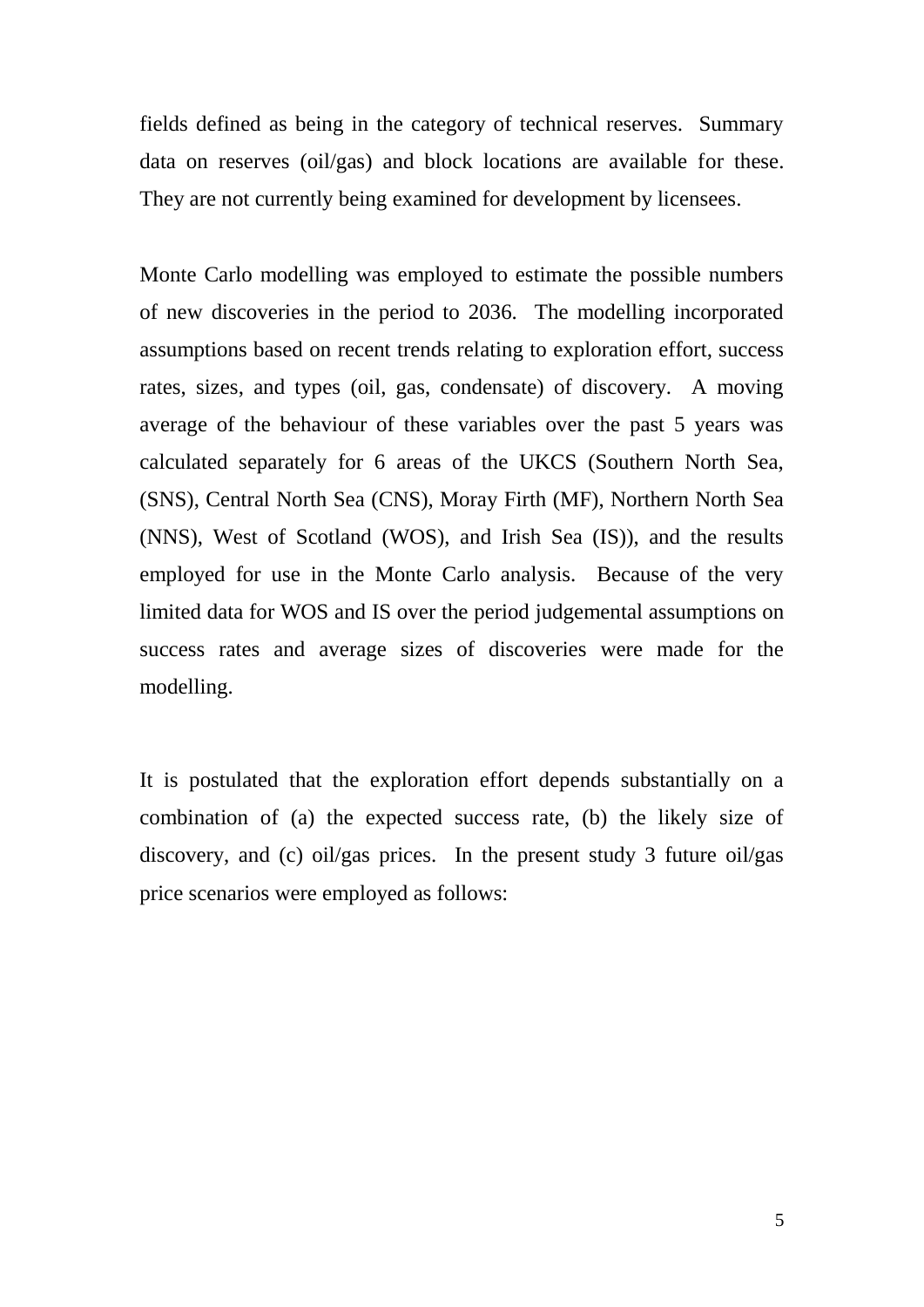fields defined as being in the category of technical reserves. Summary data on reserves (oil/gas) and block locations are available for these. They are not currently being examined for development by licensees.

Monte Carlo modelling was employed to estimate the possible numbers of new discoveries in the period to 2036. The modelling incorporated assumptions based on recent trends relating to exploration effort, success rates, sizes, and types (oil, gas, condensate) of discovery. A moving average of the behaviour of these variables over the past 5 years was calculated separately for 6 areas of the UKCS (Southern North Sea, (SNS), Central North Sea (CNS), Moray Firth (MF), Northern North Sea (NNS), West of Scotland (WOS), and Irish Sea (IS)), and the results employed for use in the Monte Carlo analysis. Because of the very limited data for WOS and IS over the period judgemental assumptions on success rates and average sizes of discoveries were made for the modelling.

It is postulated that the exploration effort depends substantially on a combination of (a) the expected success rate, (b) the likely size of discovery, and (c) oil/gas prices. In the present study 3 future oil/gas price scenarios were employed as follows: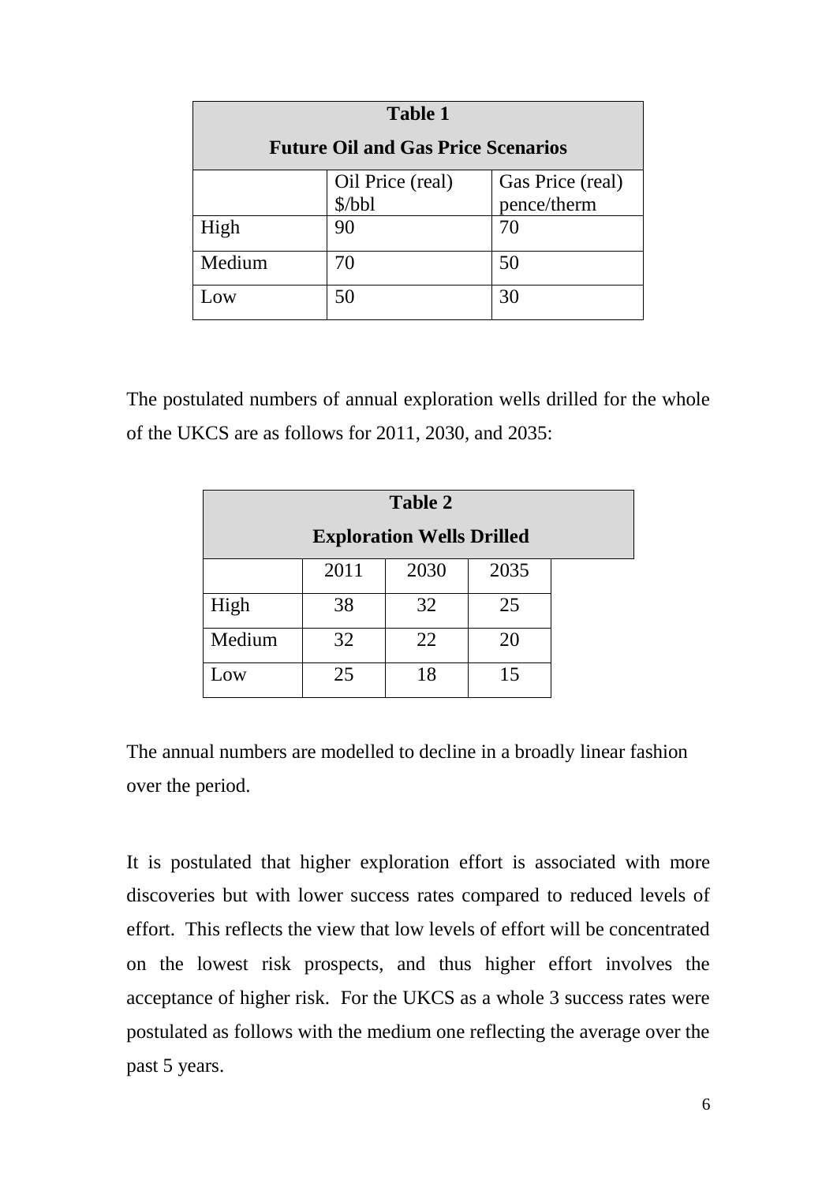**Table 1**

**Future Oil and Gas Price Scenarios**

| | Oil Price (real) \$/bbl | Gas Price (real) pence/therm |
|---|---|---|
| High | 90 | 70 |
| Medium | 70 | 50 |
| Low | 50 | 30 |

The postulated numbers of annual exploration wells drilled for the whole of the UKCS are as follows for 2011, 2030, and 2035:

**Table 2**

**Exploration Wells Drilled**

| | 2011 | 2030 | 2035 |
|---|---|---|---|
| High | 38 | 32 | 25 |
| Medium | 32 | 22 | 20 |
| Low | 25 | 18 | 15 |

The annual numbers are modelled to decline in a broadly linear fashion over the period.

It is postulated that higher exploration effort is associated with more discoveries but with lower success rates compared to reduced levels of effort. This reflects the view that low levels of effort will be concentrated on the lowest risk prospects, and thus higher effort involves the acceptance of higher risk. For the UKCS as a whole 3 success rates were postulated as follows with the medium one reflecting the average over the past 5 years.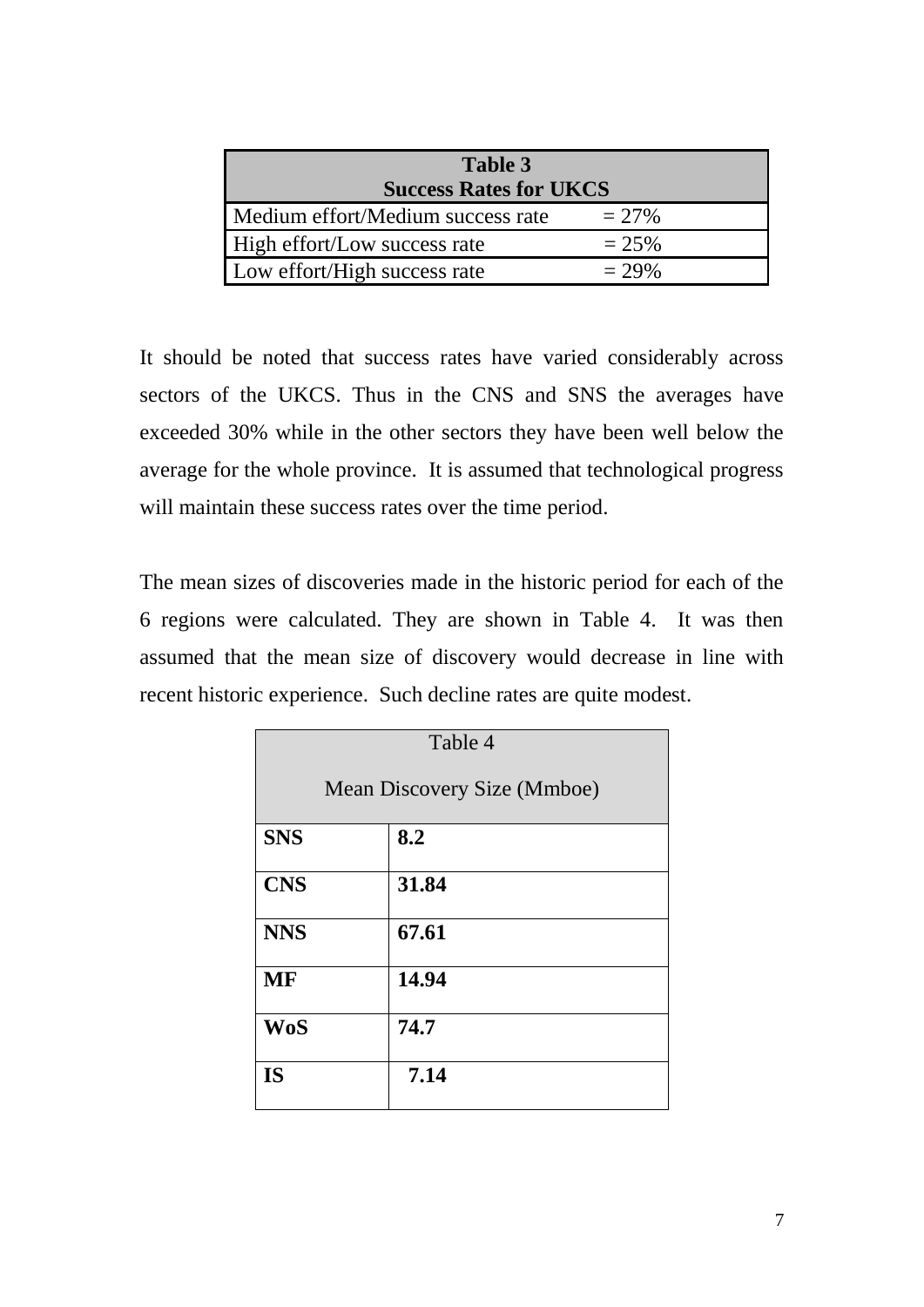| **Table 3 Success Rates for UKCS** | |
|---|---|
| Medium effort/Medium success rate | = 27% |
| High effort/Low success rate | = 25% |
| Low effort/High success rate | = 29% |

It should be noted that success rates have varied considerably across sectors of the UKCS. Thus in the CNS and SNS the averages have exceeded 30% while in the other sectors they have been well below the average for the whole province. It is assumed that technological progress will maintain these success rates over the time period.

The mean sizes of discoveries made in the historic period for each of the 6 regions were calculated. They are shown in Table 4. It was then assumed that the mean size of discovery would decrease in line with recent historic experience. Such decline rates are quite modest.

| Table 4 Mean Discovery Size (Mmboe) | |
|---|---|
| **SNS** | **8.2** |
| **CNS** | **31.84** |
| **NNS** | **67.61** |
| **MF** | **14.94** |
| **WoS** | **74.7** |
| **IS** | **7.14** |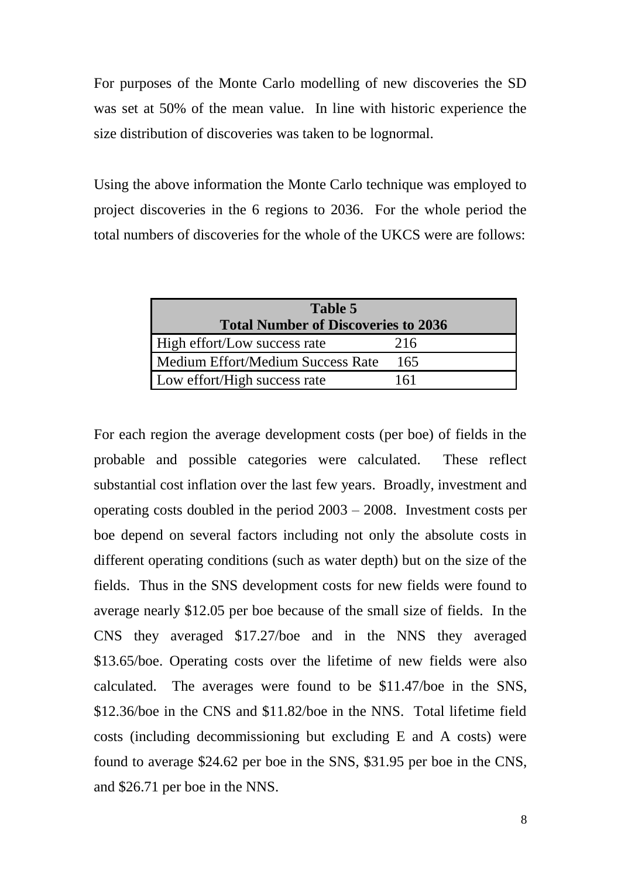For purposes of the Monte Carlo modelling of new discoveries the SD was set at 50% of the mean value. In line with historic experience the size distribution of discoveries was taken to be lognormal.

Using the above information the Monte Carlo technique was employed to project discoveries in the 6 regions to 2036. For the whole period the total numbers of discoveries for the whole of the UKCS were are follows:

| **Table 5**<br>**Total Number of Discoveries to 2036** | |
|---|---|
| High effort/Low success rate | 216 |
| Medium Effort/Medium Success Rate | 165 |
| Low effort/High success rate | 161 |

For each region the average development costs (per boe) of fields in the probable and possible categories were calculated. These reflect substantial cost inflation over the last few years. Broadly, investment and operating costs doubled in the period 2003 – 2008. Investment costs per boe depend on several factors including not only the absolute costs in different operating conditions (such as water depth) but on the size of the fields. Thus in the SNS development costs for new fields were found to average nearly $12.05 per boe because of the small size of fields. In the CNS they averaged $17.27/boe and in the NNS they averaged $13.65/boe. Operating costs over the lifetime of new fields were also calculated. The averages were found to be $11.47/boe in the SNS, $12.36/boe in the CNS and $11.82/boe in the NNS. Total lifetime field costs (including decommissioning but excluding E and A costs) were found to average $24.62 per boe in the SNS, $31.95 per boe in the CNS, and $26.71 per boe in the NNS.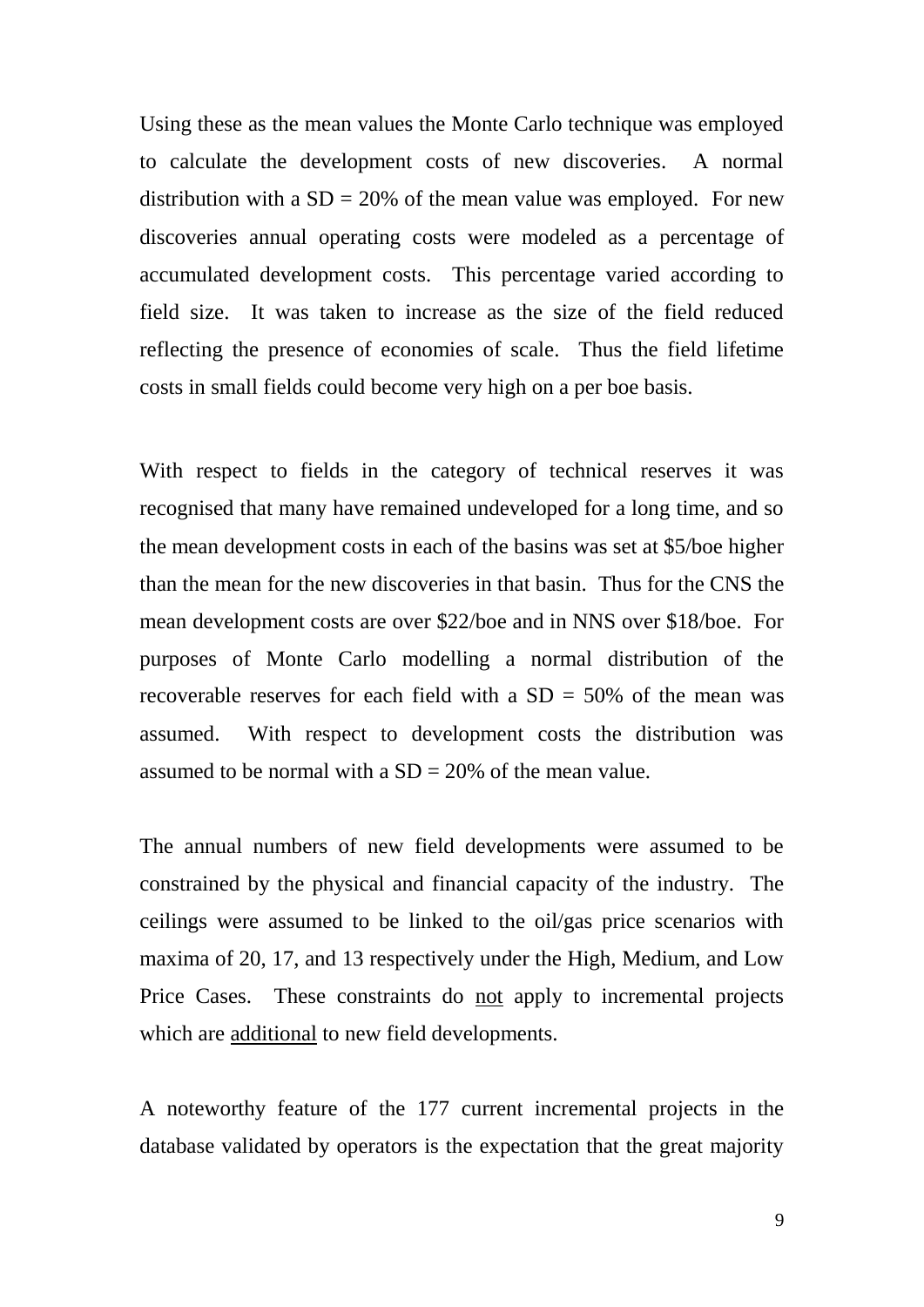Using these as the mean values the Monte Carlo technique was employed to calculate the development costs of new discoveries. A normal distribution with a SD = 20% of the mean value was employed. For new discoveries annual operating costs were modeled as a percentage of accumulated development costs. This percentage varied according to field size. It was taken to increase as the size of the field reduced reflecting the presence of economies of scale. Thus the field lifetime costs in small fields could become very high on a per boe basis.

With respect to fields in the category of technical reserves it was recognised that many have remained undeveloped for a long time, and so the mean development costs in each of the basins was set at $5/boe higher than the mean for the new discoveries in that basin. Thus for the CNS the mean development costs are over $22/boe and in NNS over $18/boe. For purposes of Monte Carlo modelling a normal distribution of the recoverable reserves for each field with a SD = 50% of the mean was assumed. With respect to development costs the distribution was assumed to be normal with a SD = 20% of the mean value.

The annual numbers of new field developments were assumed to be constrained by the physical and financial capacity of the industry. The ceilings were assumed to be linked to the oil/gas price scenarios with maxima of 20, 17, and 13 respectively under the High, Medium, and Low Price Cases. These constraints do <u>not</u> apply to incremental projects which are <u>additional</u> to new field developments.

A noteworthy feature of the 177 current incremental projects in the database validated by operators is the expectation that the great majority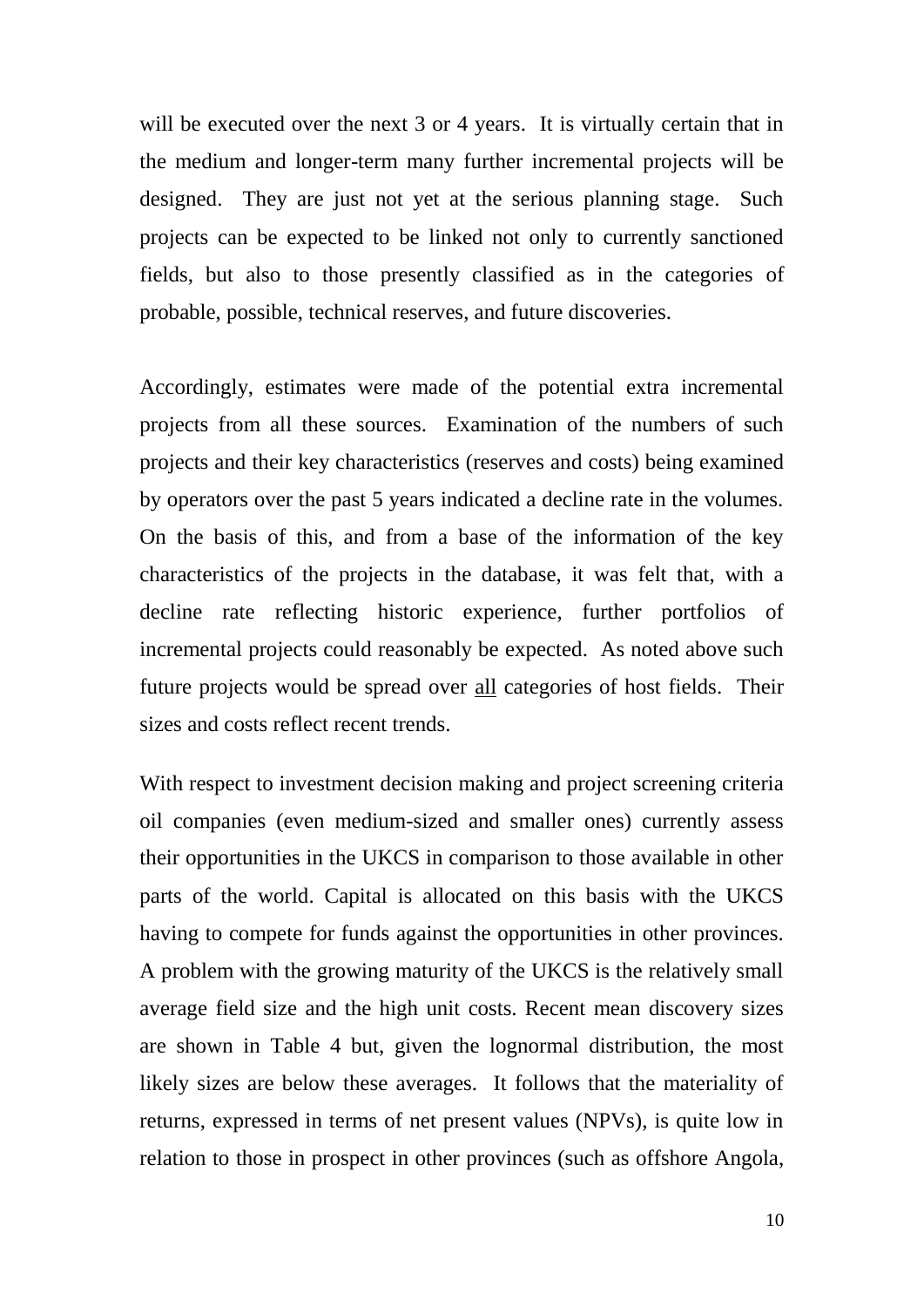will be executed over the next 3 or 4 years. It is virtually certain that in the medium and longer-term many further incremental projects will be designed. They are just not yet at the serious planning stage. Such projects can be expected to be linked not only to currently sanctioned fields, but also to those presently classified as in the categories of probable, possible, technical reserves, and future discoveries.

Accordingly, estimates were made of the potential extra incremental projects from all these sources. Examination of the numbers of such projects and their key characteristics (reserves and costs) being examined by operators over the past 5 years indicated a decline rate in the volumes. On the basis of this, and from a base of the information of the key characteristics of the projects in the database, it was felt that, with a decline rate reflecting historic experience, further portfolios of incremental projects could reasonably be expected. As noted above such future projects would be spread over <u>all</u> categories of host fields. Their sizes and costs reflect recent trends.

With respect to investment decision making and project screening criteria oil companies (even medium-sized and smaller ones) currently assess their opportunities in the UKCS in comparison to those available in other parts of the world. Capital is allocated on this basis with the UKCS having to compete for funds against the opportunities in other provinces. A problem with the growing maturity of the UKCS is the relatively small average field size and the high unit costs. Recent mean discovery sizes are shown in Table 4 but, given the lognormal distribution, the most likely sizes are below these averages. It follows that the materiality of returns, expressed in terms of net present values (NPVs), is quite low in relation to those in prospect in other provinces (such as offshore Angola,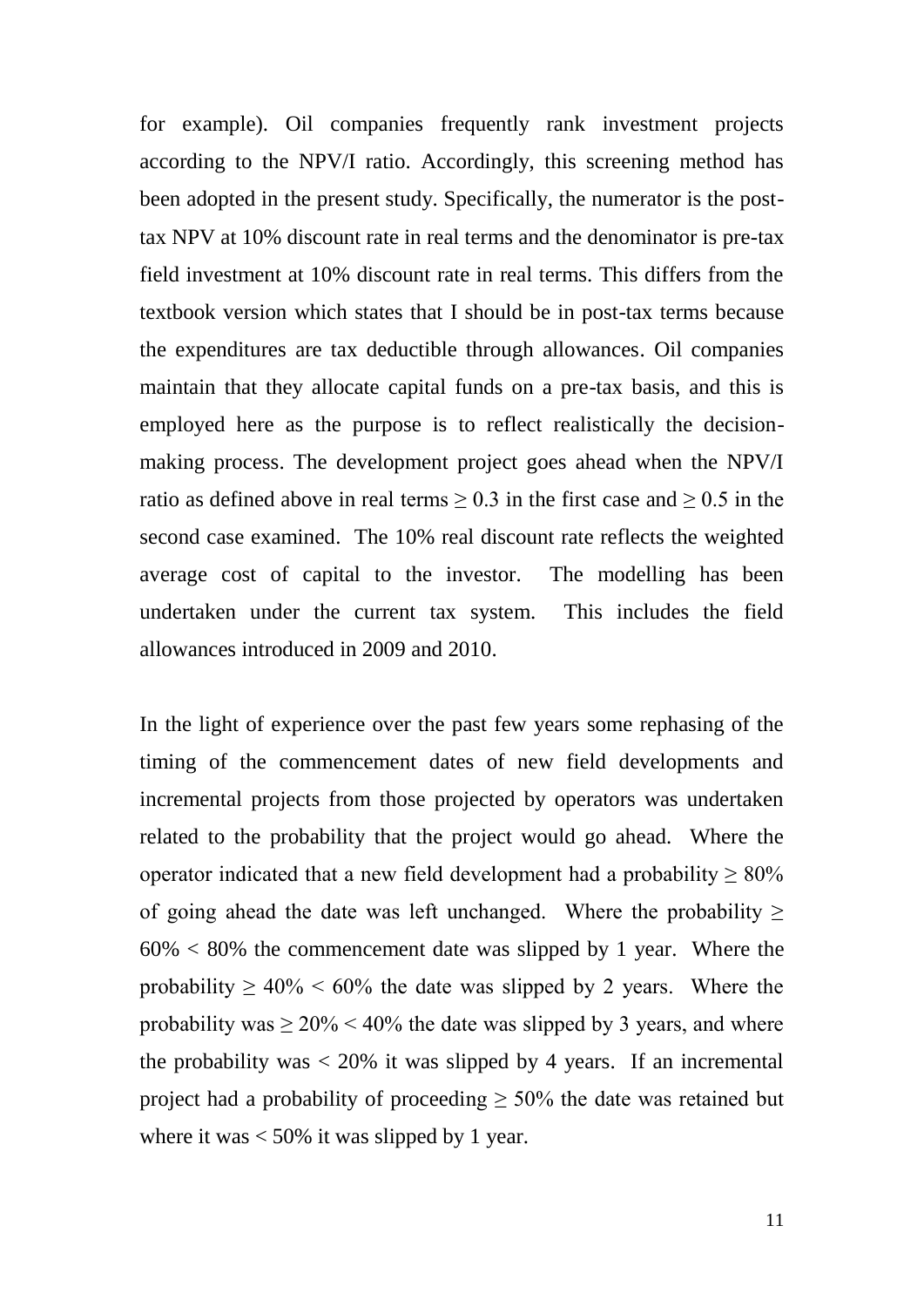for example). Oil companies frequently rank investment projects according to the NPV/I ratio. Accordingly, this screening method has been adopted in the present study. Specifically, the numerator is the post-tax NPV at 10% discount rate in real terms and the denominator is pre-tax field investment at 10% discount rate in real terms. This differs from the textbook version which states that I should be in post-tax terms because the expenditures are tax deductible through allowances. Oil companies maintain that they allocate capital funds on a pre-tax basis, and this is employed here as the purpose is to reflect realistically the decision-making process. The development project goes ahead when the NPV/I ratio as defined above in real terms $\geq 0.3$ in the first case and $\geq 0.5$ in the second case examined. The 10% real discount rate reflects the weighted average cost of capital to the investor. The modelling has been undertaken under the current tax system. This includes the field allowances introduced in 2009 and 2010.

In the light of experience over the past few years some rephasing of the timing of the commencement dates of new field developments and incremental projects from those projected by operators was undertaken related to the probability that the project would go ahead. Where the operator indicated that a new field development had a probability $\geq 80\%$ of going ahead the date was left unchanged. Where the probability $\geq 60\% < 80\%$ the commencement date was slipped by 1 year. Where the probability $\geq 40\% < 60\%$ the date was slipped by 2 years. Where the probability was $\geq 20\% < 40\%$ the date was slipped by 3 years, and where the probability was $< 20\%$ it was slipped by 4 years. If an incremental project had a probability of proceeding $\geq 50\%$ the date was retained but where it was $< 50\%$ it was slipped by 1 year.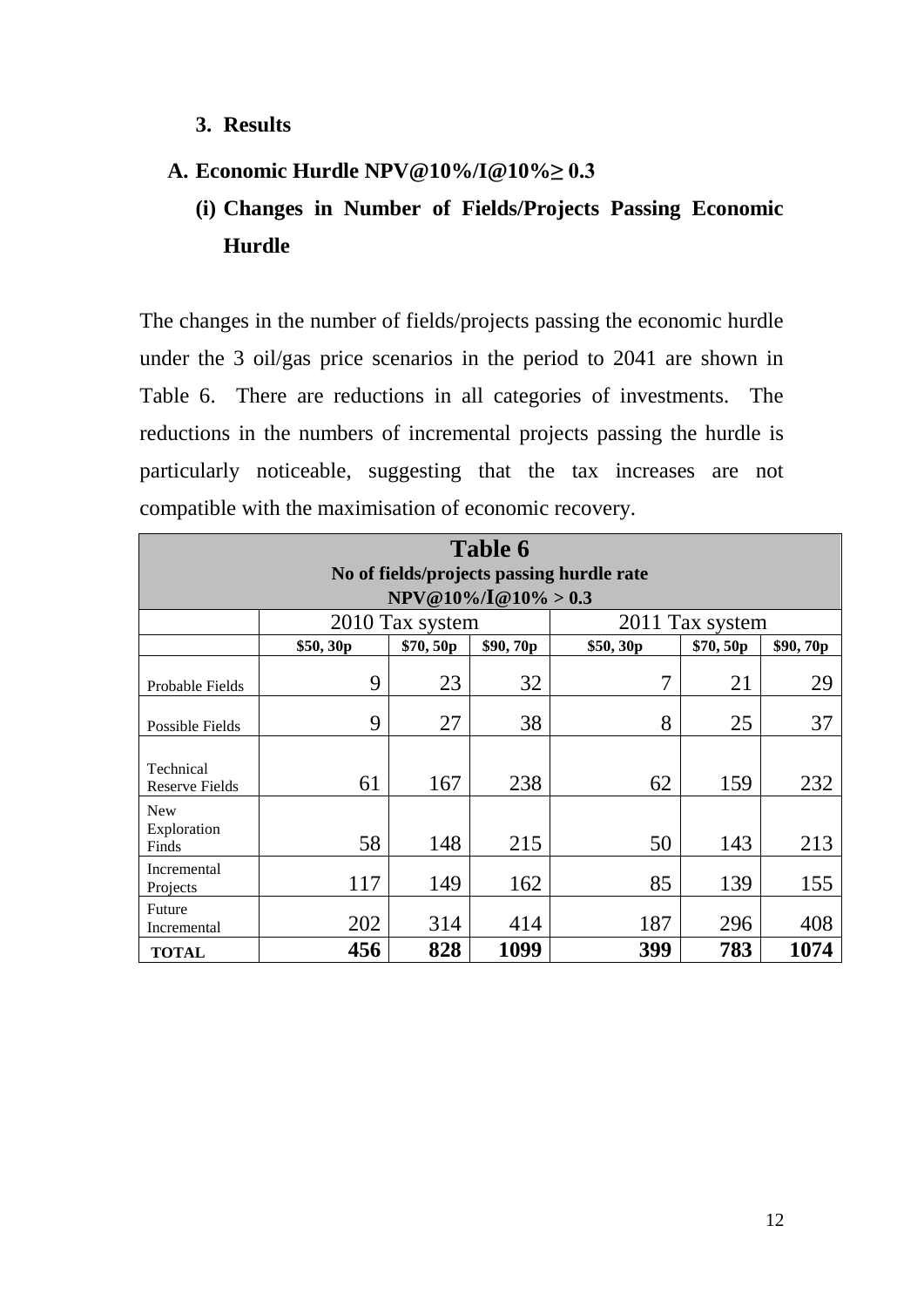### 3. Results

### A. Economic Hurdle NPV@10%/I@10%≥ 0.3

#### (i) Changes in Number of Fields/Projects Passing Economic Hurdle

The changes in the number of fields/projects passing the economic hurdle under the 3 oil/gas price scenarios in the period to 2041 are shown in Table 6. There are reductions in all categories of investments. The reductions in the numbers of incremental projects passing the hurdle is particularly noticeable, suggesting that the tax increases are not compatible with the maximisation of economic recovery.

**Table 6**
**No of fields/projects passing hurdle rate**
**NPV@10%/I@10% > 0.3**

| | 2010 Tax system | | | 2011 Tax system | | |
|---|---|---|---|---|---|---|
| | **\$50, 30p** | **\$70, 50p** | **\$90, 70p** | **\$50, 30p** | **\$70, 50p** | **\$90, 70p** |
| Probable Fields | 9 | 23 | 32 | 7 | 21 | 29 |
| Possible Fields | 9 | 27 | 38 | 8 | 25 | 37 |
| Technical Reserve Fields | 61 | 167 | 238 | 62 | 159 | 232 |
| New Exploration Finds | 58 | 148 | 215 | 50 | 143 | 213 |
| Incremental Projects | 117 | 149 | 162 | 85 | 139 | 155 |
| Future Incremental | 202 | 314 | 414 | 187 | 296 | 408 |
| **TOTAL** | **456** | **828** | **1099** | **399** | **783** | **1074** |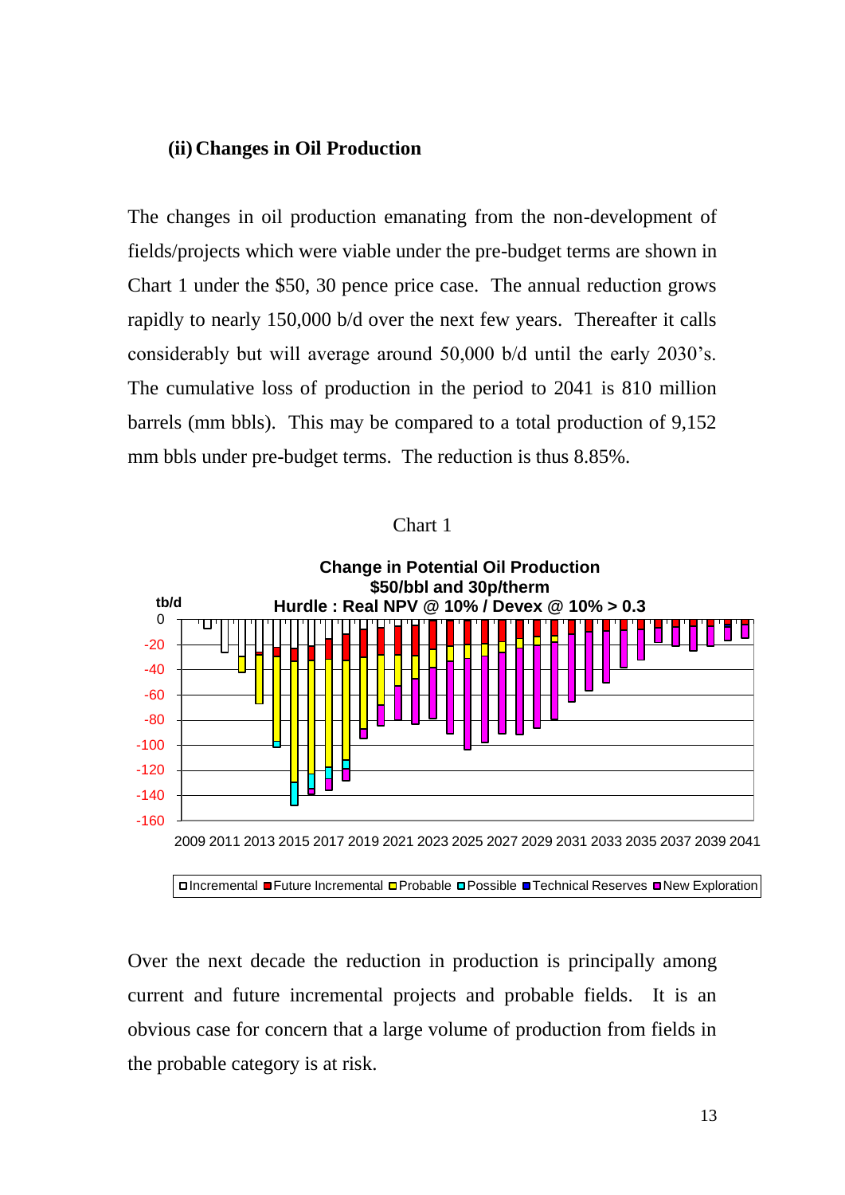### (ii) Changes in Oil Production

The changes in oil production emanating from the non-development of fields/projects which were viable under the pre-budget terms are shown in Chart 1 under the $50, 30 pence price case. The annual reduction grows rapidly to nearly 150,000 b/d over the next few years. Thereafter it calls considerably but will average around 50,000 b/d until the early 2030's. The cumulative loss of production in the period to 2041 is 810 million barrels (mm bbls). This may be compared to a total production of 9,152 mm bbls under pre-budget terms. The reduction is thus 8.85%.

Chart 1

**Change in Potential Oil Production**
**$50/bbl and 30p/therm**
**Hurdle : Real NPV @ 10% / Devex @ 10% > 0.3**

tb/d

0, -20, -40, -60, -80, -100, -120, -140, -160

2009 2011 2013 2015 2017 2019 2021 2023 2025 2027 2029 2031 2033 2035 2037 2039 2041

Incremental | Future Incremental | Probable | Possible | Technical Reserves | New Exploration

Over the next decade the reduction in production is principally among current and future incremental projects and probable fields. It is an obvious case for concern that a large volume of production from fields in the probable category is at risk.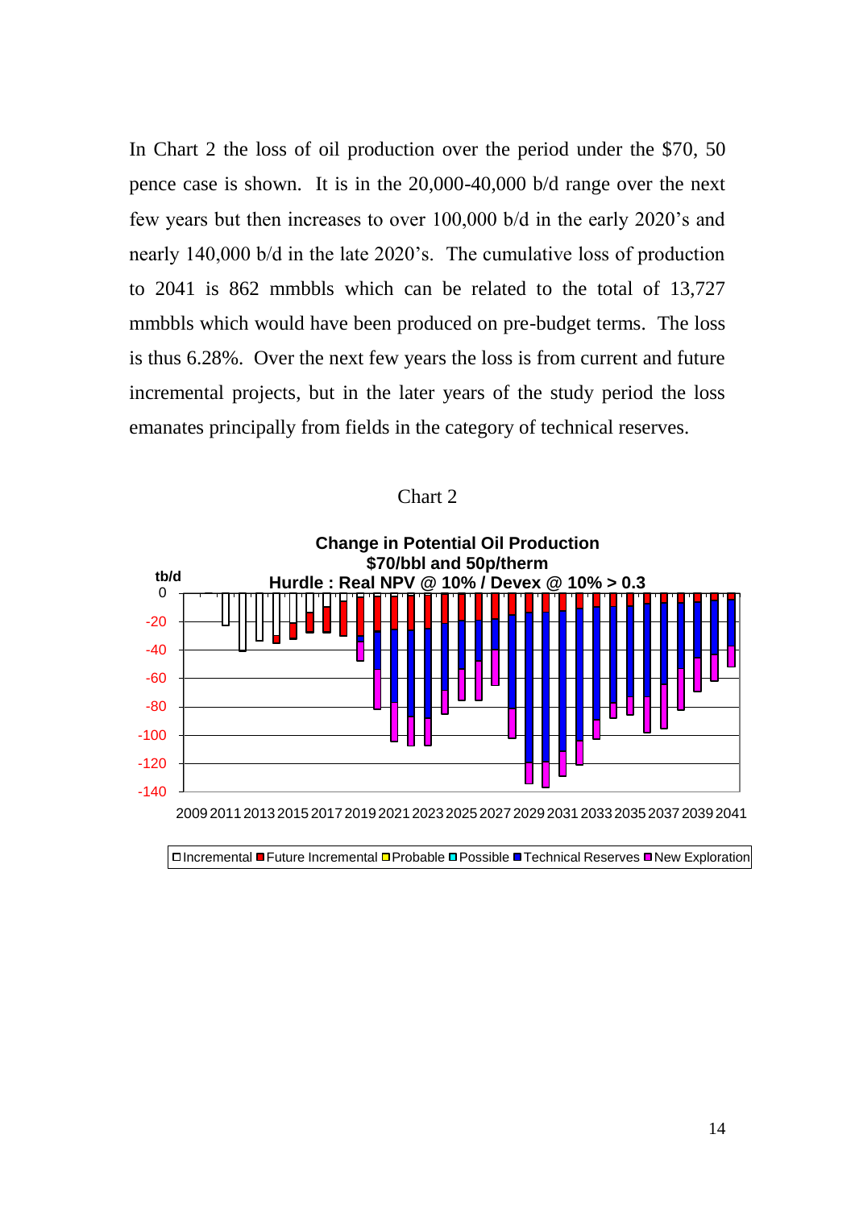In Chart 2 the loss of oil production over the period under the $70, 50 pence case is shown. It is in the 20,000-40,000 b/d range over the next few years but then increases to over 100,000 b/d in the early 2020's and nearly 140,000 b/d in the late 2020's. The cumulative loss of production to 2041 is 862 mmbbls which can be related to the total of 13,727 mmbbls which would have been produced on pre-budget terms. The loss is thus 6.28%. Over the next few years the loss is from current and future incremental projects, but in the later years of the study period the loss emanates principally from fields in the category of technical reserves.

Chart 2

**Change in Potential Oil Production**
**$70/bbl and 50p/therm**
**Hurdle : Real NPV @ 10% / Devex @ 10% > 0.3**

tb/d

Incremental | Future Incremental | Probable | Possible | Technical Reserves | New Exploration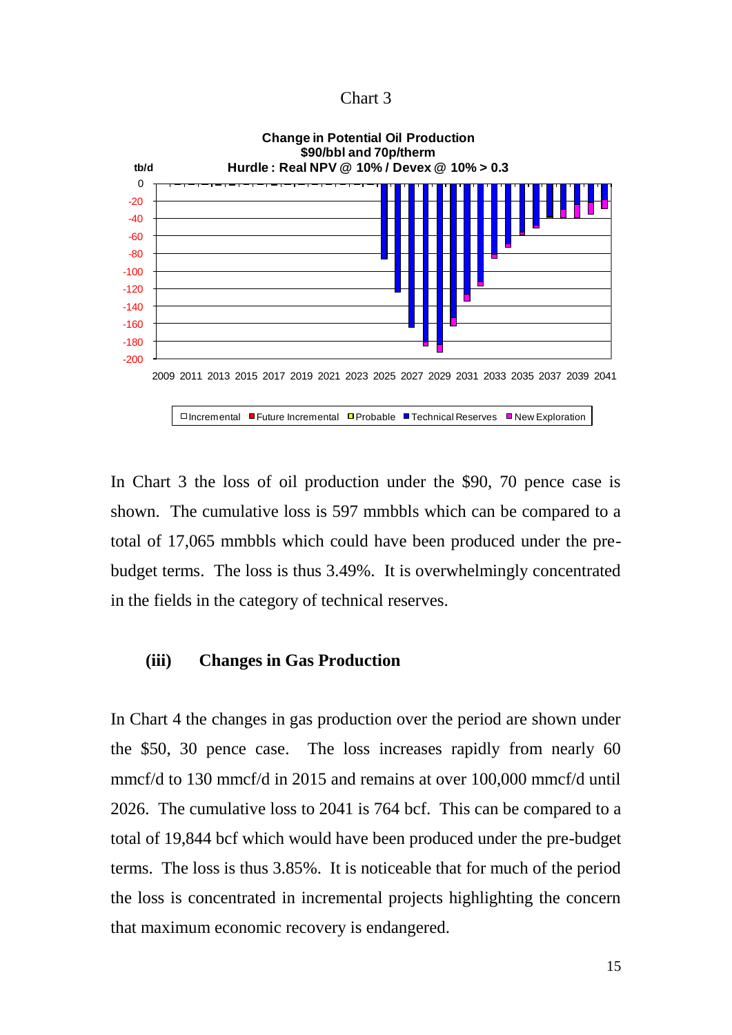Chart 3

**Change in Potential Oil Production**
**$90/bbl and 70p/therm**
**Hurdle : Real NPV @ 10% / Devex @ 10% > 0.3**

tb/d

□ Incremental ■ Future Incremental ■ Probable ■ Technical Reserves ■ New Exploration

In Chart 3 the loss of oil production under the $90, 70 pence case is shown. The cumulative loss is 597 mmbbls which can be compared to a total of 17,065 mmbbls which could have been produced under the pre-budget terms. The loss is thus 3.49%. It is overwhelmingly concentrated in the fields in the category of technical reserves.

### (iii) Changes in Gas Production

In Chart 4 the changes in gas production over the period are shown under the $50, 30 pence case. The loss increases rapidly from nearly 60 mmcf/d to 130 mmcf/d in 2015 and remains at over 100,000 mmcf/d until 2026. The cumulative loss to 2041 is 764 bcf. This can be compared to a total of 19,844 bcf which would have been produced under the pre-budget terms. The loss is thus 3.85%. It is noticeable that for much of the period the loss is concentrated in incremental projects highlighting the concern that maximum economic recovery is endangered.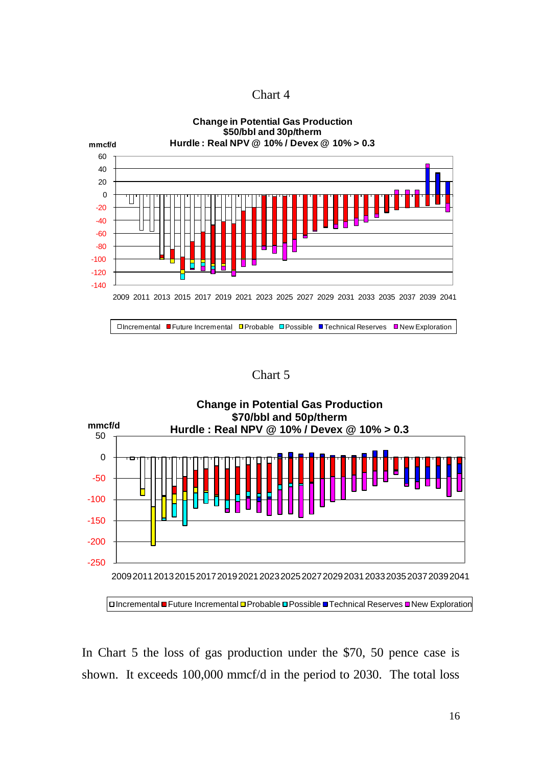Chart 4

**Change in Potential Gas Production**
**$50/bbl and 30p/therm**
**Hurdle : Real NPV @ 10% / Devex @ 10% > 0.3**

mmcf/d

Incremental | Future Incremental | Probable | Possible | Technical Reserves | New Exploration

Chart 5

**Change in Potential Gas Production**
**$70/bbl and 50p/therm**
**Hurdle : Real NPV @ 10% / Devex @ 10% > 0.3**

mmcf/d

Incremental | Future Incremental | Probable | Possible | Technical Reserves | New Exploration

In Chart 5 the loss of gas production under the $70, 50 pence case is shown. It exceeds 100,000 mmcf/d in the period to 2030. The total loss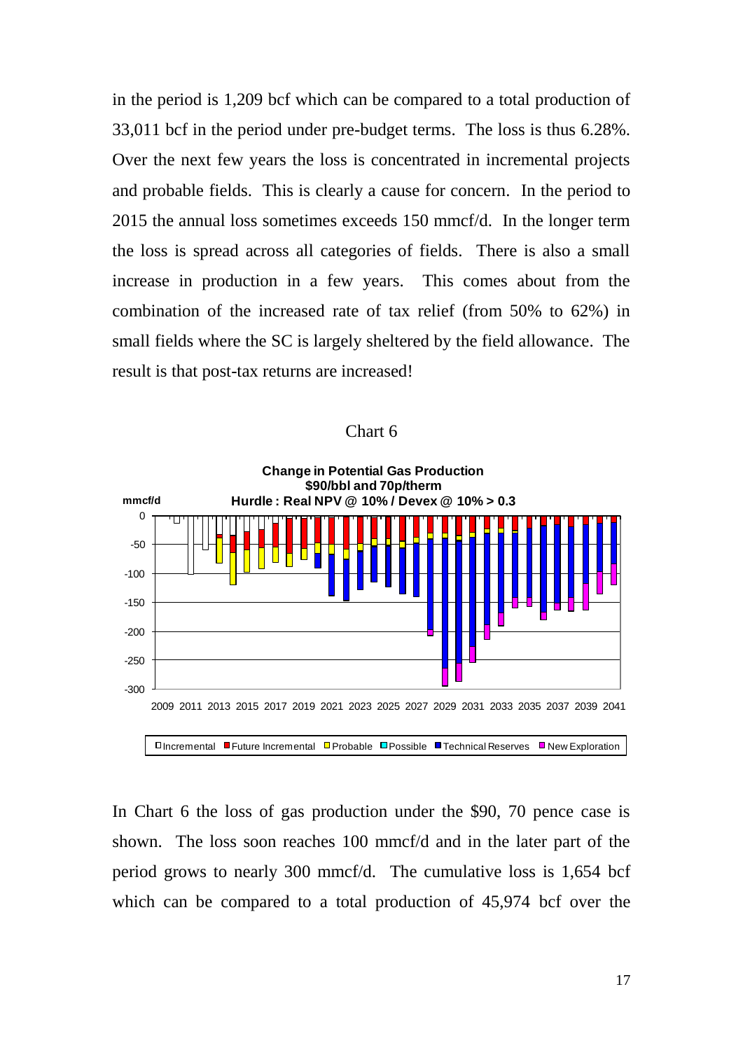in the period is 1,209 bcf which can be compared to a total production of 33,011 bcf in the period under pre-budget terms. The loss is thus 6.28%. Over the next few years the loss is concentrated in incremental projects and probable fields. This is clearly a cause for concern. In the period to 2015 the annual loss sometimes exceeds 150 mmcf/d. In the longer term the loss is spread across all categories of fields. There is also a small increase in production in a few years. This comes about from the combination of the increased rate of tax relief (from 50% to 62%) in small fields where the SC is largely sheltered by the field allowance. The result is that post-tax returns are increased!

Chart 6

In Chart 6 the loss of gas production under the $90, 70 pence case is shown. The loss soon reaches 100 mmcf/d and in the later part of the period grows to nearly 300 mmcf/d. The cumulative loss is 1,654 bcf which can be compared to a total production of 45,974 bcf over the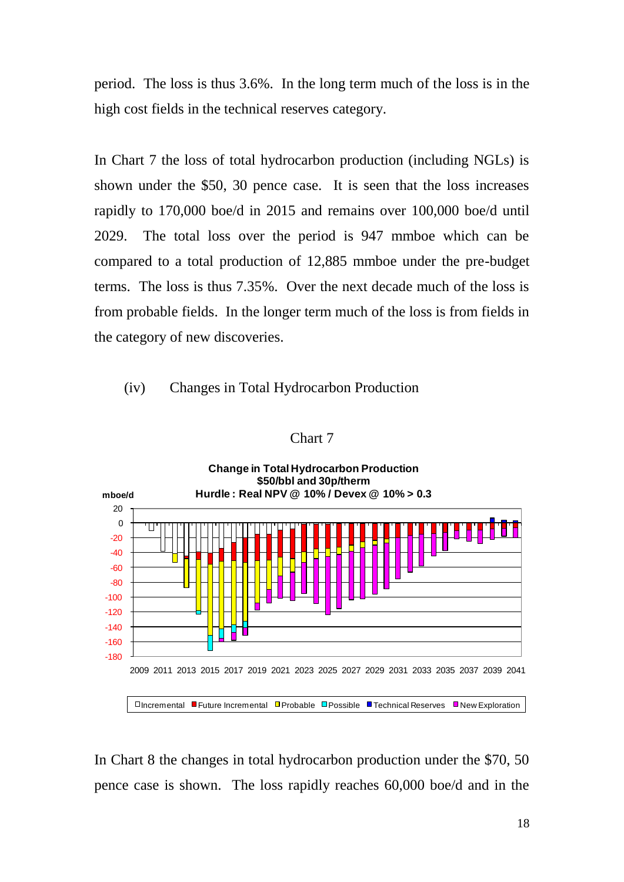period. The loss is thus 3.6%. In the long term much of the loss is in the high cost fields in the technical reserves category.

In Chart 7 the loss of total hydrocarbon production (including NGLs) is shown under the $50, 30 pence case. It is seen that the loss increases rapidly to 170,000 boe/d in 2015 and remains over 100,000 boe/d until 2029. The total loss over the period is 947 mmboe which can be compared to a total production of 12,885 mmboe under the pre-budget terms. The loss is thus 7.35%. Over the next decade much of the loss is from probable fields. In the longer term much of the loss is from fields in the category of new discoveries.

(iv) Changes in Total Hydrocarbon Production

Chart 7

**Change in Total Hydrocarbon Production**
**$50/bbl and 30p/therm**
**Hurdle : Real NPV @ 10% / Devex @ 10% > 0.3**

mboe/d

Legend: Incremental, Future Incremental, Probable, Possible, Technical Reserves, New Exploration

In Chart 8 the changes in total hydrocarbon production under the $70, 50 pence case is shown. The loss rapidly reaches 60,000 boe/d and in the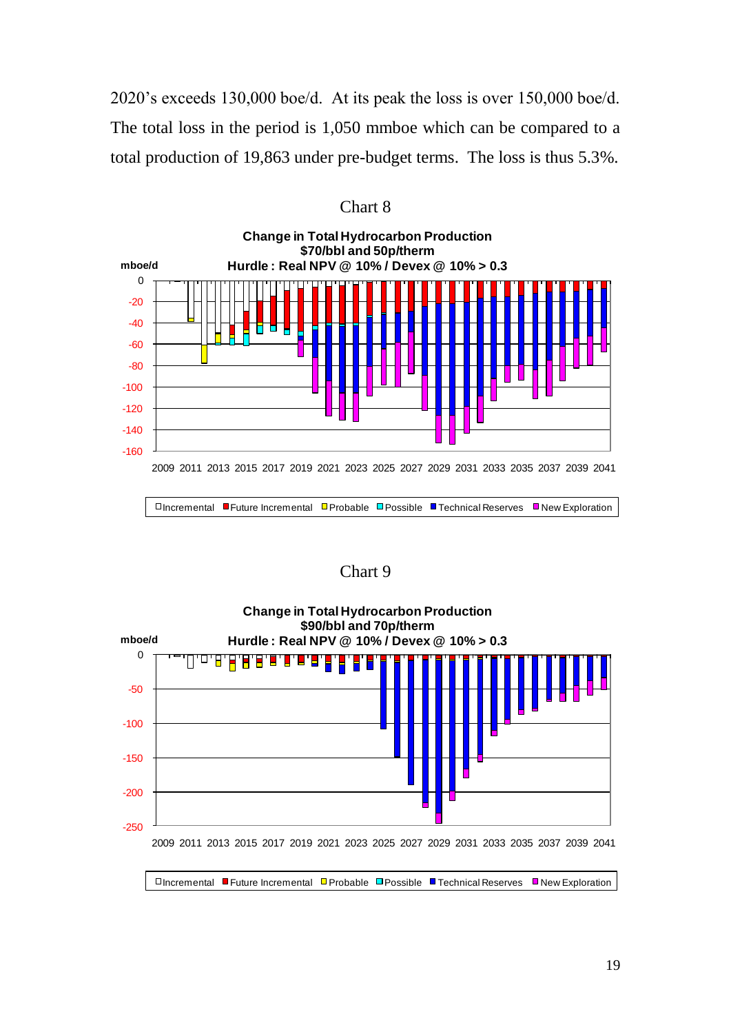2020's exceeds 130,000 boe/d. At its peak the loss is over 150,000 boe/d. The total loss in the period is 1,050 mmboe which can be compared to a total production of 19,863 under pre-budget terms. The loss is thus 5.3%.

Chart 8

**Change in Total Hydrocarbon Production**
**$70/bbl and 50p/therm**
**Hurdle : Real NPV @ 10% / Devex @ 10% > 0.3**

Chart 9

**Change in Total Hydrocarbon Production**
**$90/bbl and 70p/therm**
**Hurdle : Real NPV @ 10% / Devex @ 10% > 0.3**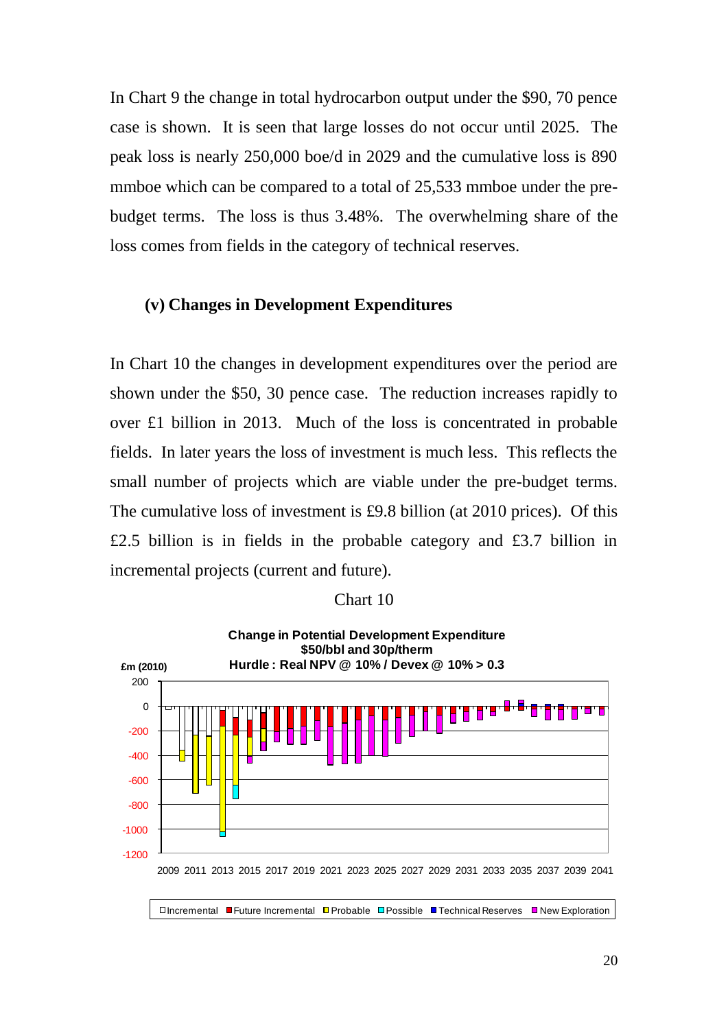In Chart 9 the change in total hydrocarbon output under the $90, 70 pence case is shown. It is seen that large losses do not occur until 2025. The peak loss is nearly 250,000 boe/d in 2029 and the cumulative loss is 890 mmboe which can be compared to a total of 25,533 mmboe under the pre-budget terms. The loss is thus 3.48%. The overwhelming share of the loss comes from fields in the category of technical reserves.

### (v) Changes in Development Expenditures

In Chart 10 the changes in development expenditures over the period are shown under the $50, 30 pence case. The reduction increases rapidly to over £1 billion in 2013. Much of the loss is concentrated in probable fields. In later years the loss of investment is much less. This reflects the small number of projects which are viable under the pre-budget terms. The cumulative loss of investment is £9.8 billion (at 2010 prices). Of this £2.5 billion is in fields in the probable category and £3.7 billion in incremental projects (current and future).

Chart 10

**Change in Potential Development Expenditure**
**$50/bbl and 30p/therm**
**Hurdle : Real NPV @ 10% / Devex @ 10% > 0.3**

£m (2010)

200
0
-200
-400
-600
-800
-1000
-1200

2009 2011 2013 2015 2017 2019 2021 2023 2025 2027 2029 2031 2033 2035 2037 2039 2041

Incremental | Future Incremental | Probable | Possible | Technical Reserves | New Exploration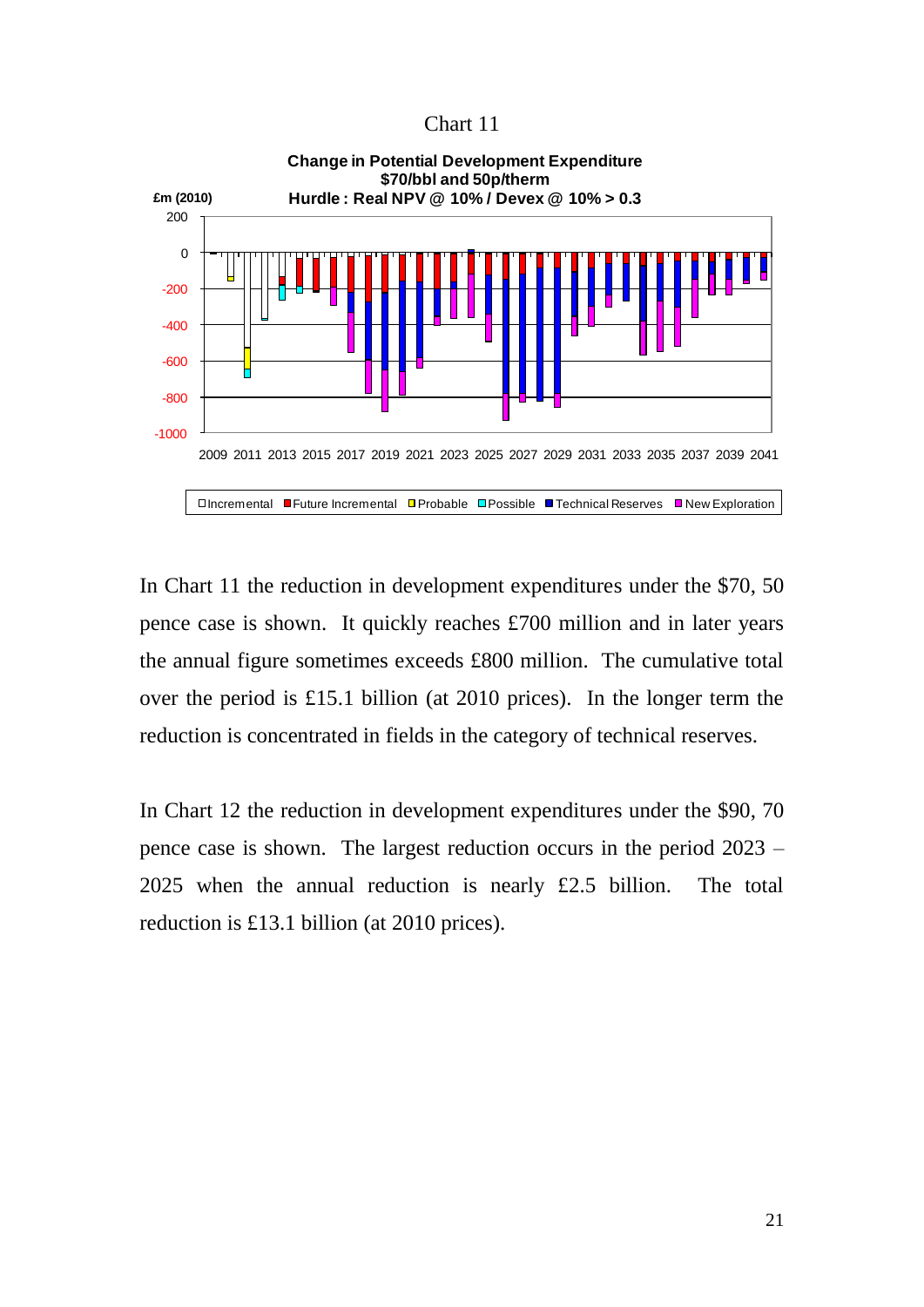Chart 11

**Change in Potential Development Expenditure**
**$70/bbl and 50p/therm**
**Hurdle : Real NPV @ 10% / Devex @ 10% > 0.3**

£m (2010)

Incremental | Future Incremental | Probable | Possible | Technical Reserves | New Exploration

In Chart 11 the reduction in development expenditures under the $70, 50 pence case is shown. It quickly reaches £700 million and in later years the annual figure sometimes exceeds £800 million. The cumulative total over the period is £15.1 billion (at 2010 prices). In the longer term the reduction is concentrated in fields in the category of technical reserves.

In Chart 12 the reduction in development expenditures under the $90, 70 pence case is shown. The largest reduction occurs in the period 2023 – 2025 when the annual reduction is nearly £2.5 billion. The total reduction is £13.1 billion (at 2010 prices).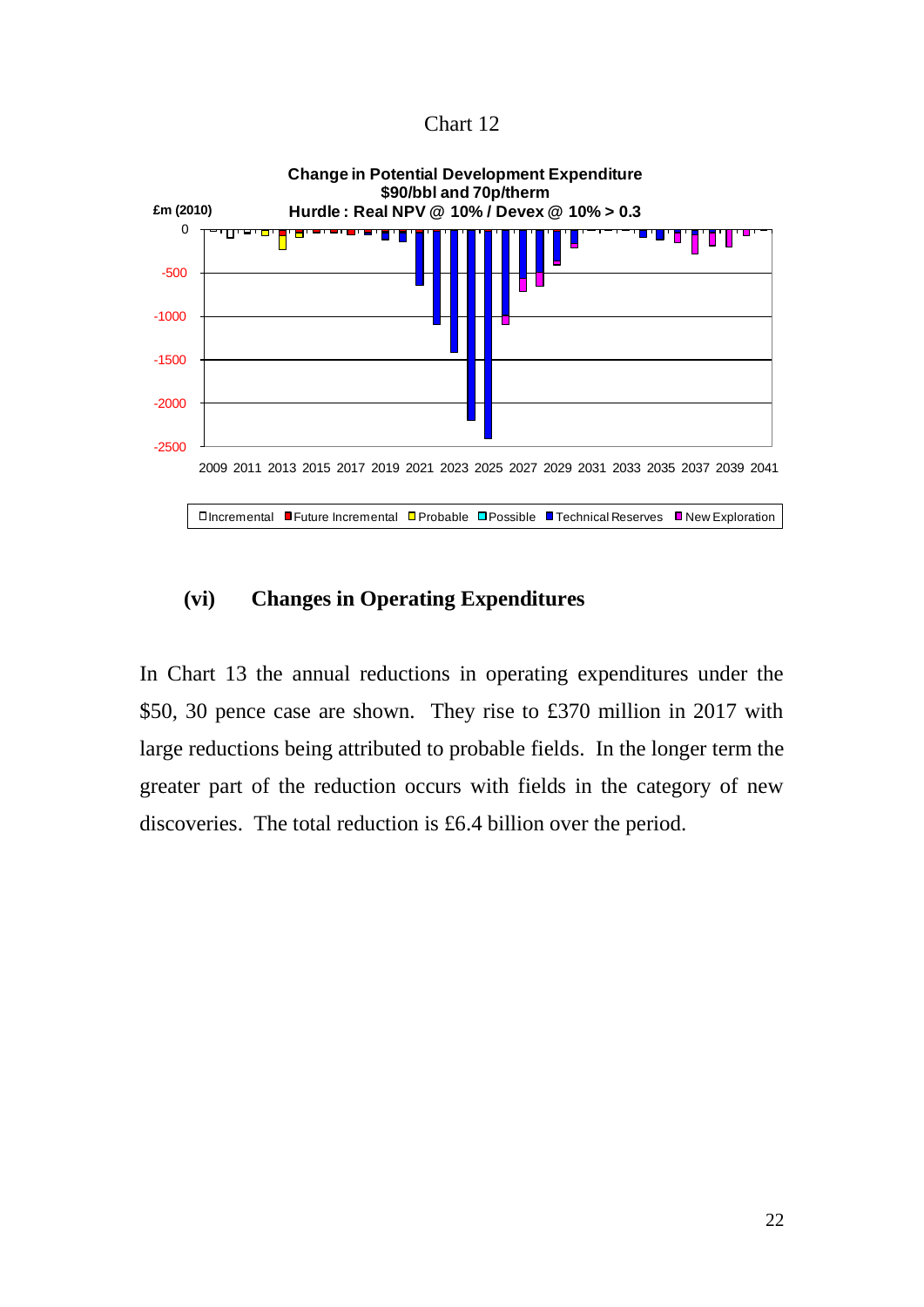Chart 12

**Change in Potential Development Expenditure**
**$90/bbl and 70p/therm**
**Hurdle : Real NPV @ 10% / Devex @ 10% > 0.3**

£m (2010)

Legend: Incremental, Future Incremental, Probable, Possible, Technical Reserves, New Exploration

### (vi) Changes in Operating Expenditures

In Chart 13 the annual reductions in operating expenditures under the $50, 30 pence case are shown. They rise to £370 million in 2017 with large reductions being attributed to probable fields. In the longer term the greater part of the reduction occurs with fields in the category of new discoveries. The total reduction is £6.4 billion over the period.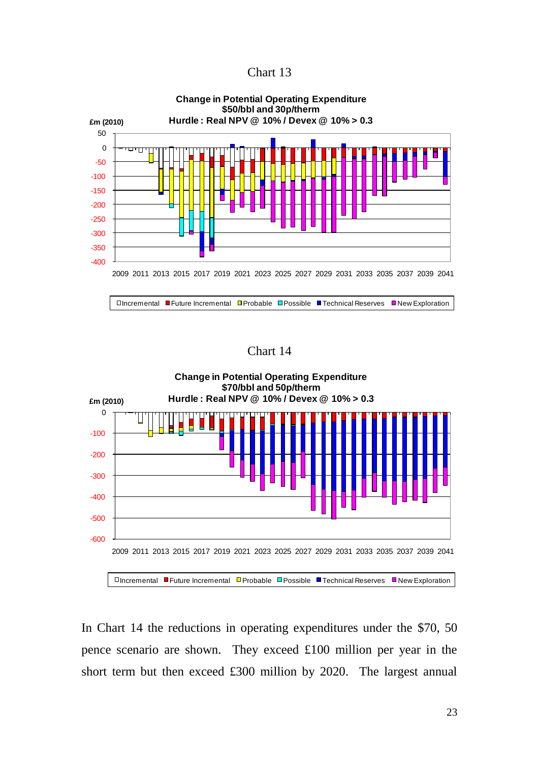Chart 13

**Change in Potential Operating Expenditure**
**\$50/bbl and 30p/therm**
**Hurdle : Real NPV @ 10% / Devex @ 10% > 0.3**

Chart 14

**Change in Potential Operating Expenditure**
**\$70/bbl and 50p/therm**
**Hurdle : Real NPV @ 10% / Devex @ 10% > 0.3**

In Chart 14 the reductions in operating expenditures under the \$70, 50 pence scenario are shown. They exceed £100 million per year in the short term but then exceed £300 million by 2020. The largest annual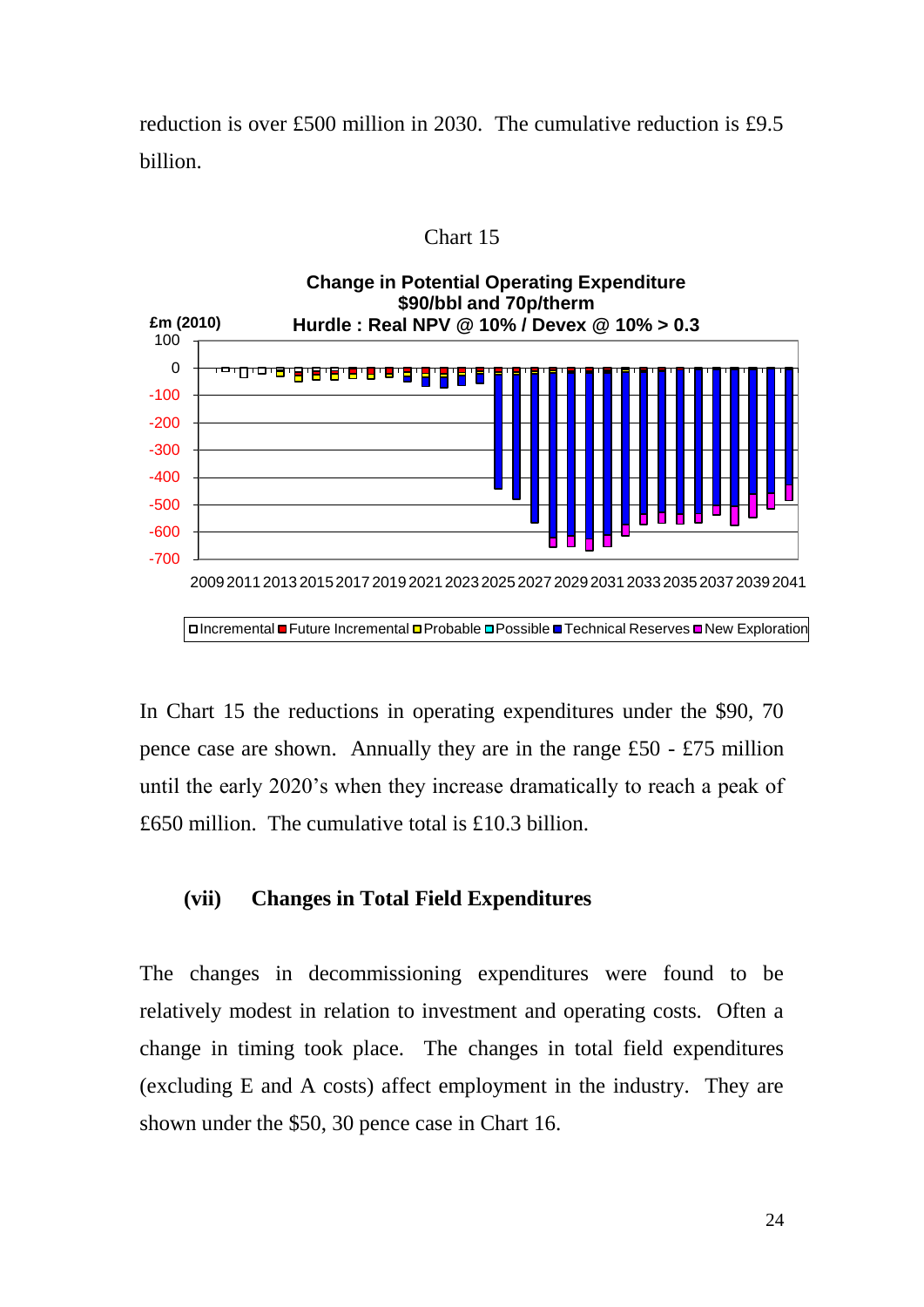reduction is over £500 million in 2030. The cumulative reduction is £9.5 billion.

Chart 15

**Change in Potential Operating Expenditure**
**$90/bbl and 70p/therm**
**Hurdle : Real NPV @ 10% / Devex @ 10% > 0.3**

£m (2010)

Incremental, Future Incremental, Probable, Possible, Technical Reserves, New Exploration

In Chart 15 the reductions in operating expenditures under the $90, 70 pence case are shown. Annually they are in the range £50 - £75 million until the early 2020's when they increase dramatically to reach a peak of £650 million. The cumulative total is £10.3 billion.

### (vii) Changes in Total Field Expenditures

The changes in decommissioning expenditures were found to be relatively modest in relation to investment and operating costs. Often a change in timing took place. The changes in total field expenditures (excluding E and A costs) affect employment in the industry. They are shown under the $50, 30 pence case in Chart 16.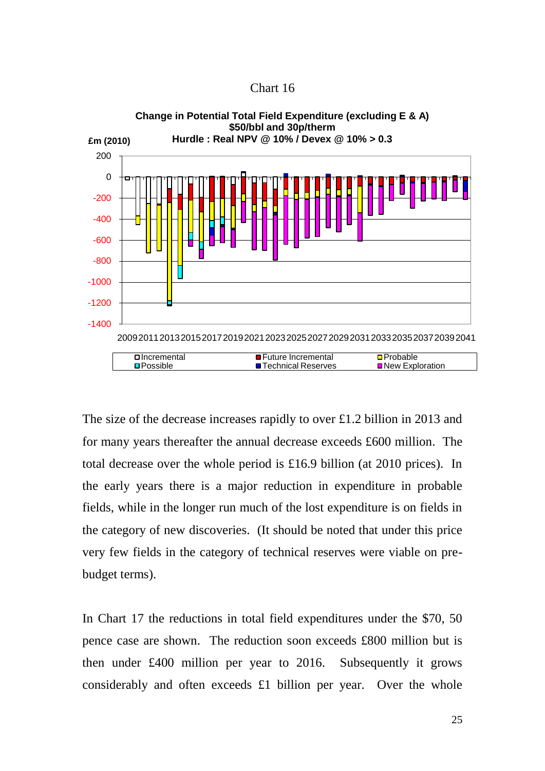Chart 16

**Change in Potential Total Field Expenditure (excluding E & A)**
**$50/bbl and 30p/therm**
**Hurdle : Real NPV @ 10% / Devex @ 10% > 0.3**

The size of the decrease increases rapidly to over £1.2 billion in 2013 and for many years thereafter the annual decrease exceeds £600 million. The total decrease over the whole period is £16.9 billion (at 2010 prices). In the early years there is a major reduction in expenditure in probable fields, while in the longer run much of the lost expenditure is on fields in the category of new discoveries. (It should be noted that under this price very few fields in the category of technical reserves were viable on pre-budget terms).

In Chart 17 the reductions in total field expenditures under the $70, 50 pence case are shown. The reduction soon exceeds £800 million but is then under £400 million per year to 2016. Subsequently it grows considerably and often exceeds £1 billion per year. Over the whole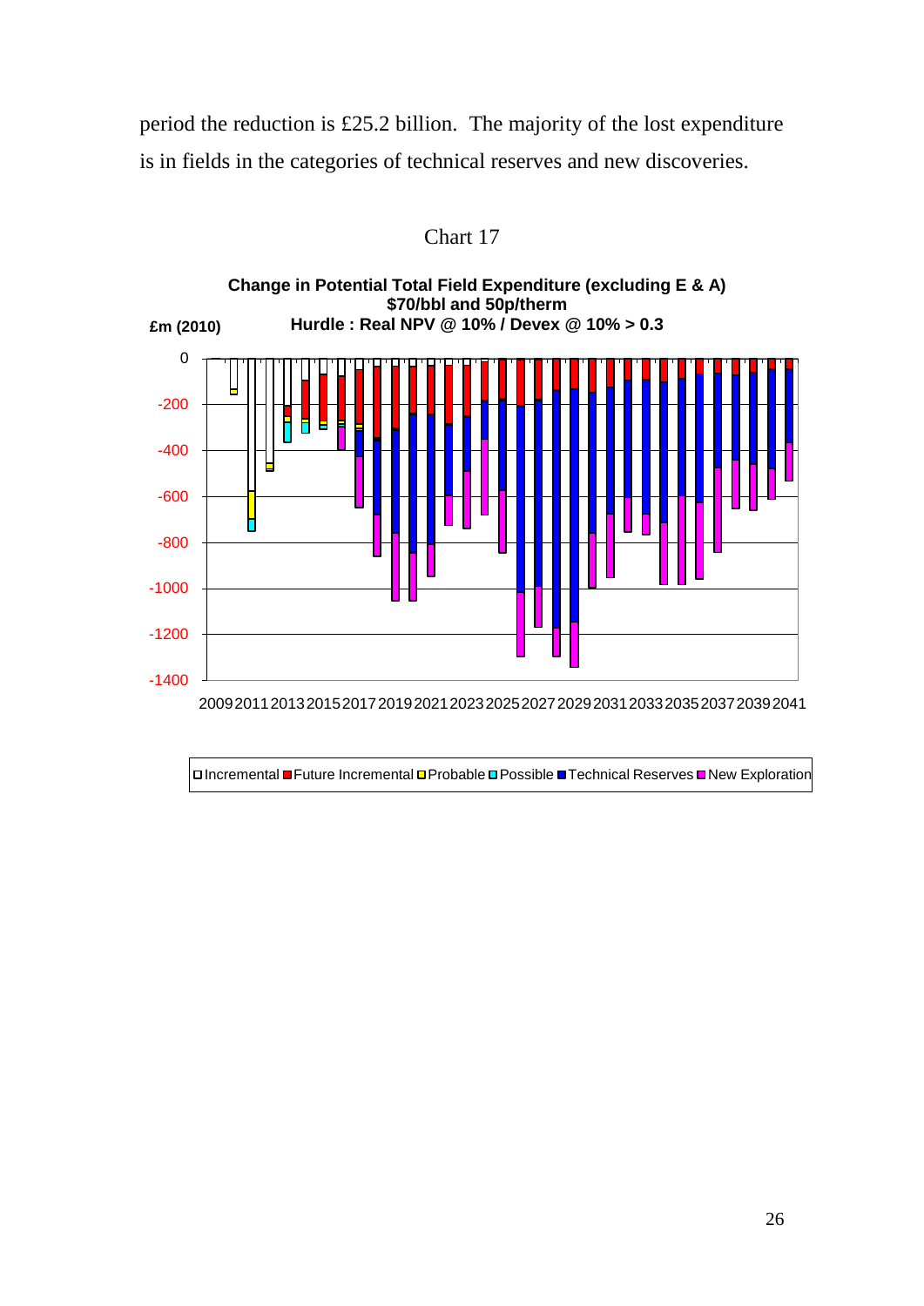period the reduction is £25.2 billion. The majority of the lost expenditure is in fields in the categories of technical reserves and new discoveries.

Chart 17

**Change in Potential Total Field Expenditure (excluding E & A)**
**$70/bbl and 50p/therm**
**Hurdle : Real NPV @ 10% / Devex @ 10% > 0.3**

£m (2010)

Incremental, Future Incremental, Probable, Possible, Technical Reserves, New Exploration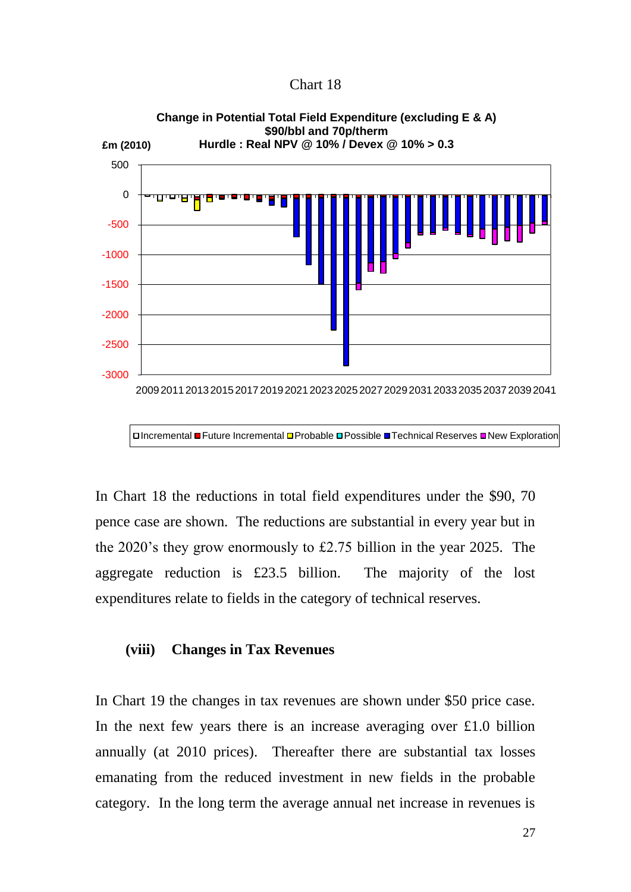Chart 18

**Change in Potential Total Field Expenditure (excluding E & A)**
**$90/bbl and 70p/therm**
**Hurdle : Real NPV @ 10% / Devex @ 10% > 0.3**

£m (2010)

Incremental, Future Incremental, Probable, Possible, Technical Reserves, New Exploration

In Chart 18 the reductions in total field expenditures under the $90, 70 pence case are shown. The reductions are substantial in every year but in the 2020's they grow enormously to £2.75 billion in the year 2025. The aggregate reduction is £23.5 billion. The majority of the lost expenditures relate to fields in the category of technical reserves.

### (viii) Changes in Tax Revenues

In Chart 19 the changes in tax revenues are shown under $50 price case. In the next few years there is an increase averaging over £1.0 billion annually (at 2010 prices). Thereafter there are substantial tax losses emanating from the reduced investment in new fields in the probable category. In the long term the average annual net increase in revenues is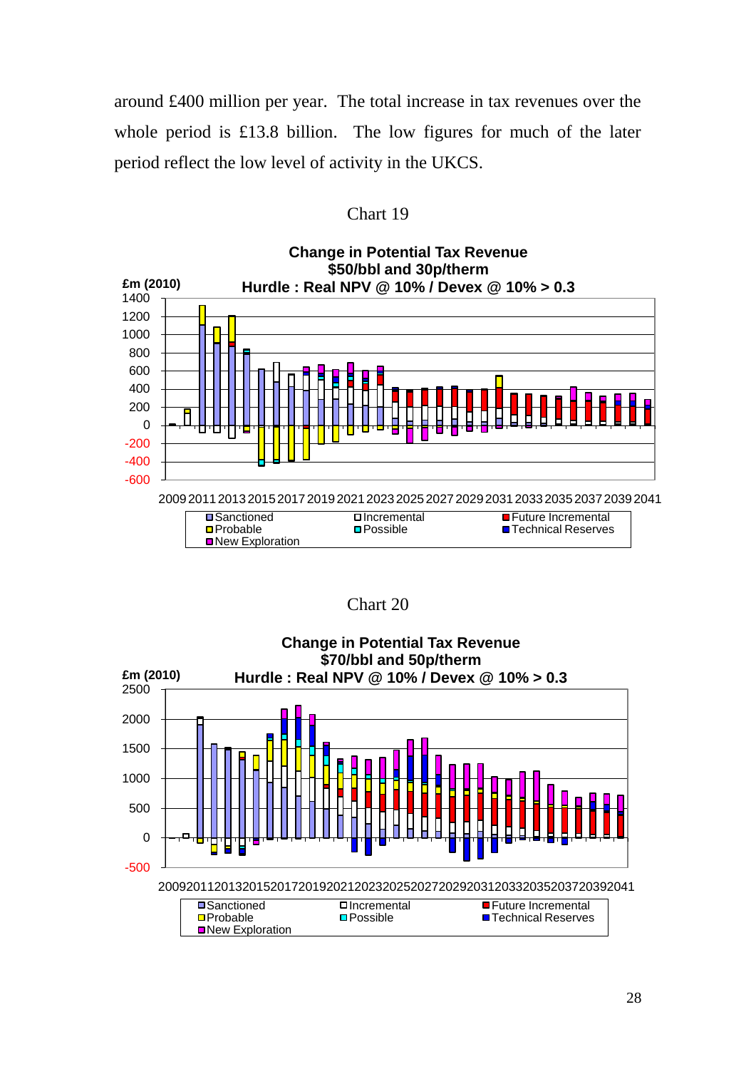around £400 million per year. The total increase in tax revenues over the whole period is £13.8 billion. The low figures for much of the later period reflect the low level of activity in the UKCS.

Chart 19

**Change in Potential Tax Revenue**
**$50/bbl and 30p/therm**
**Hurdle : Real NPV @ 10% / Devex @ 10% > 0.3**

£m (2010)

Legend: Sanctioned, Incremental, Future Incremental, Probable, Possible, Technical Reserves, New Exploration

Chart 20

**Change in Potential Tax Revenue**
**$70/bbl and 50p/therm**
**Hurdle : Real NPV @ 10% / Devex @ 10% > 0.3**

£m (2010)

Legend: Sanctioned, Incremental, Future Incremental, Probable, Possible, Technical Reserves, New Exploration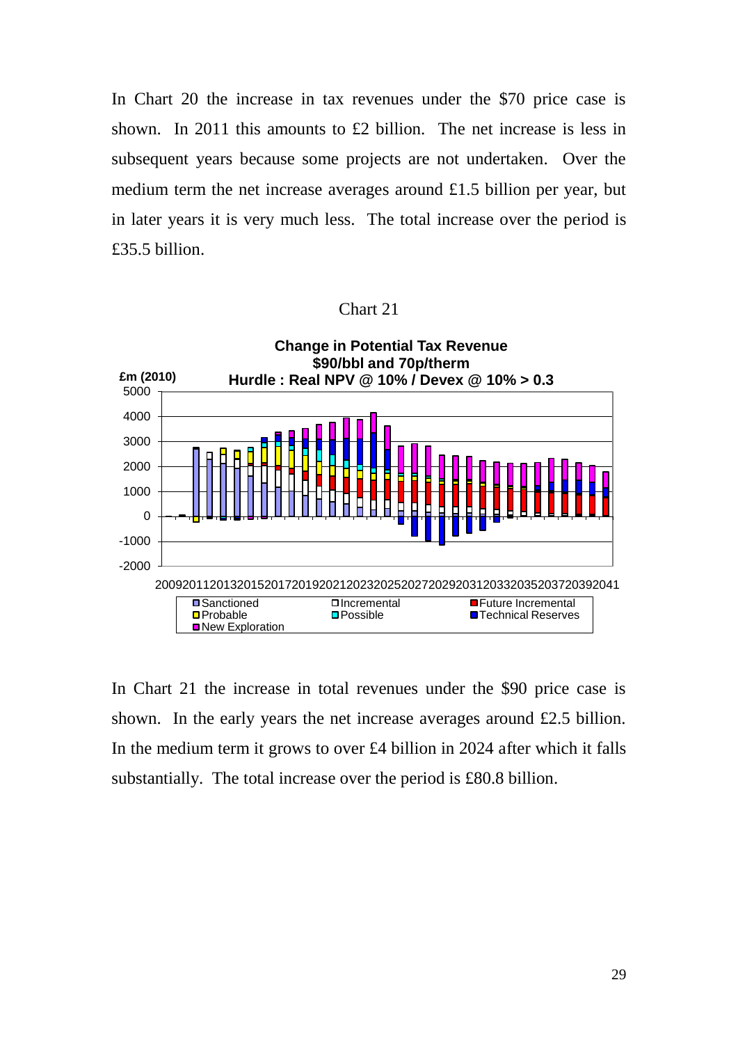In Chart 20 the increase in tax revenues under the $70 price case is shown. In 2011 this amounts to £2 billion. The net increase is less in subsequent years because some projects are not undertaken. Over the medium term the net increase averages around £1.5 billion per year, but in later years it is very much less. The total increase over the period is £35.5 billion.

Chart 21

**Change in Potential Tax Revenue**
**$90/bbl and 70p/therm**
**Hurdle : Real NPV @ 10% / Devex @ 10% > 0.3**

£m (2010)

Sanctioned, Incremental, Future Incremental, Probable, Possible, Technical Reserves, New Exploration

In Chart 21 the increase in total revenues under the $90 price case is shown. In the early years the net increase averages around £2.5 billion. In the medium term it grows to over £4 billion in 2024 after which it falls substantially. The total increase over the period is £80.8 billion.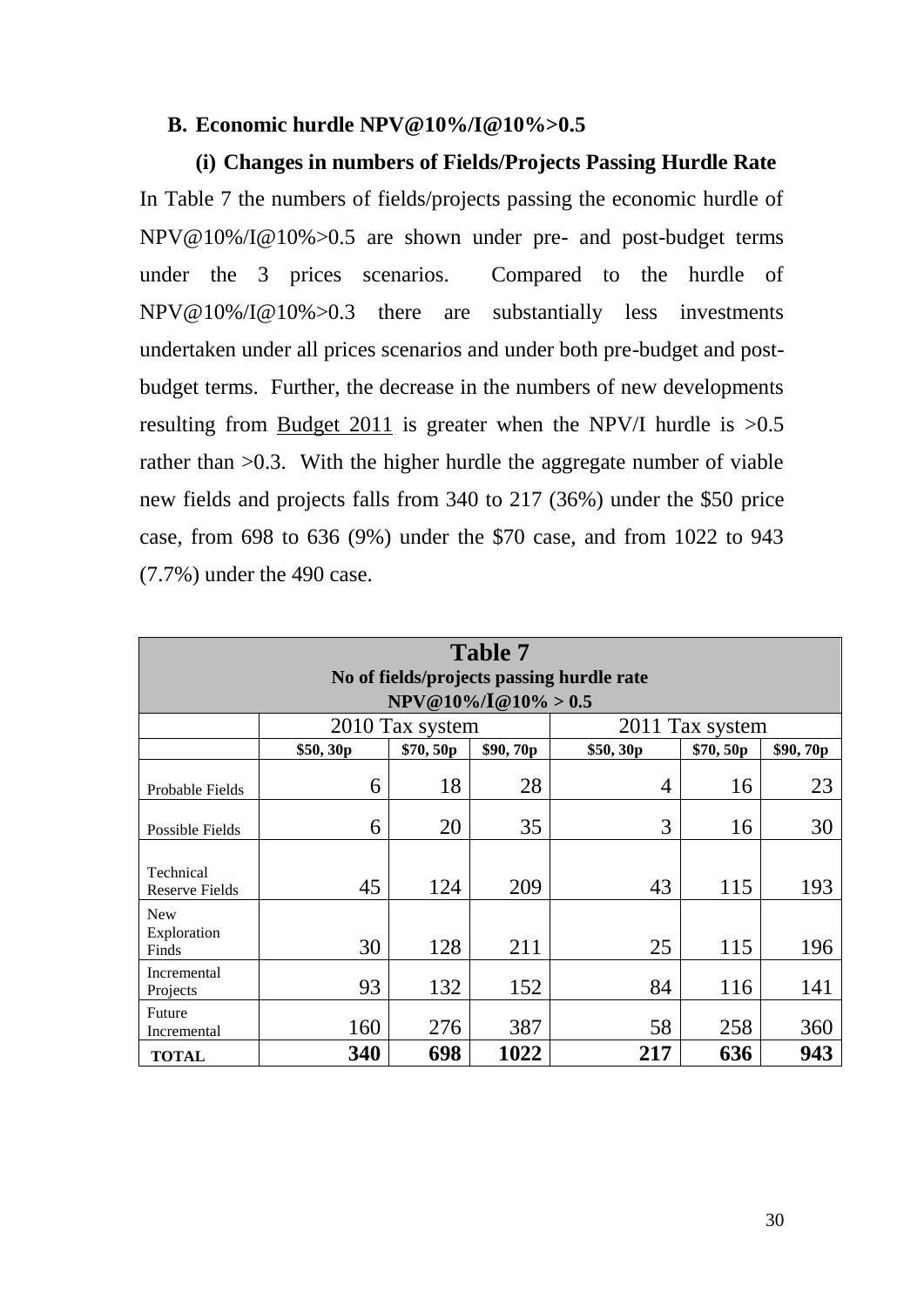### B. Economic hurdle NPV@10%/I@10%>0.5

#### (i) Changes in numbers of Fields/Projects Passing Hurdle Rate

In Table 7 the numbers of fields/projects passing the economic hurdle of NPV@10%/I@10%>0.5 are shown under pre- and post-budget terms under the 3 prices scenarios. Compared to the hurdle of NPV@10%/I@10%>0.3 there are substantially less investments undertaken under all prices scenarios and under both pre-budget and post-budget terms. Further, the decrease in the numbers of new developments resulting from Budget 2011 is greater when the NPV/I hurdle is >0.5 rather than >0.3. With the higher hurdle the aggregate number of viable new fields and projects falls from 340 to 217 (36%) under the \$50 price case, from 698 to 636 (9%) under the \$70 case, and from 1022 to 943 (7.7%) under the 490 case.

**Table 7**
**No of fields/projects passing hurdle rate NPV@10%/I@10% > 0.5**

| | 2010 Tax system | | | 2011 Tax system | | |
|---|---|---|---|---|---|---|
| | **\$50, 30p** | **\$70, 50p** | **\$90, 70p** | **\$50, 30p** | **\$70, 50p** | **\$90, 70p** |
| Probable Fields | 6 | 18 | 28 | 4 | 16 | 23 |
| Possible Fields | 6 | 20 | 35 | 3 | 16 | 30 |
| Technical Reserve Fields | 45 | 124 | 209 | 43 | 115 | 193 |
| New Exploration Finds | 30 | 128 | 211 | 25 | 115 | 196 |
| Incremental Projects | 93 | 132 | 152 | 84 | 116 | 141 |
| Future Incremental | 160 | 276 | 387 | 58 | 258 | 360 |
| **TOTAL** | **340** | **698** | **1022** | **217** | **636** | **943** |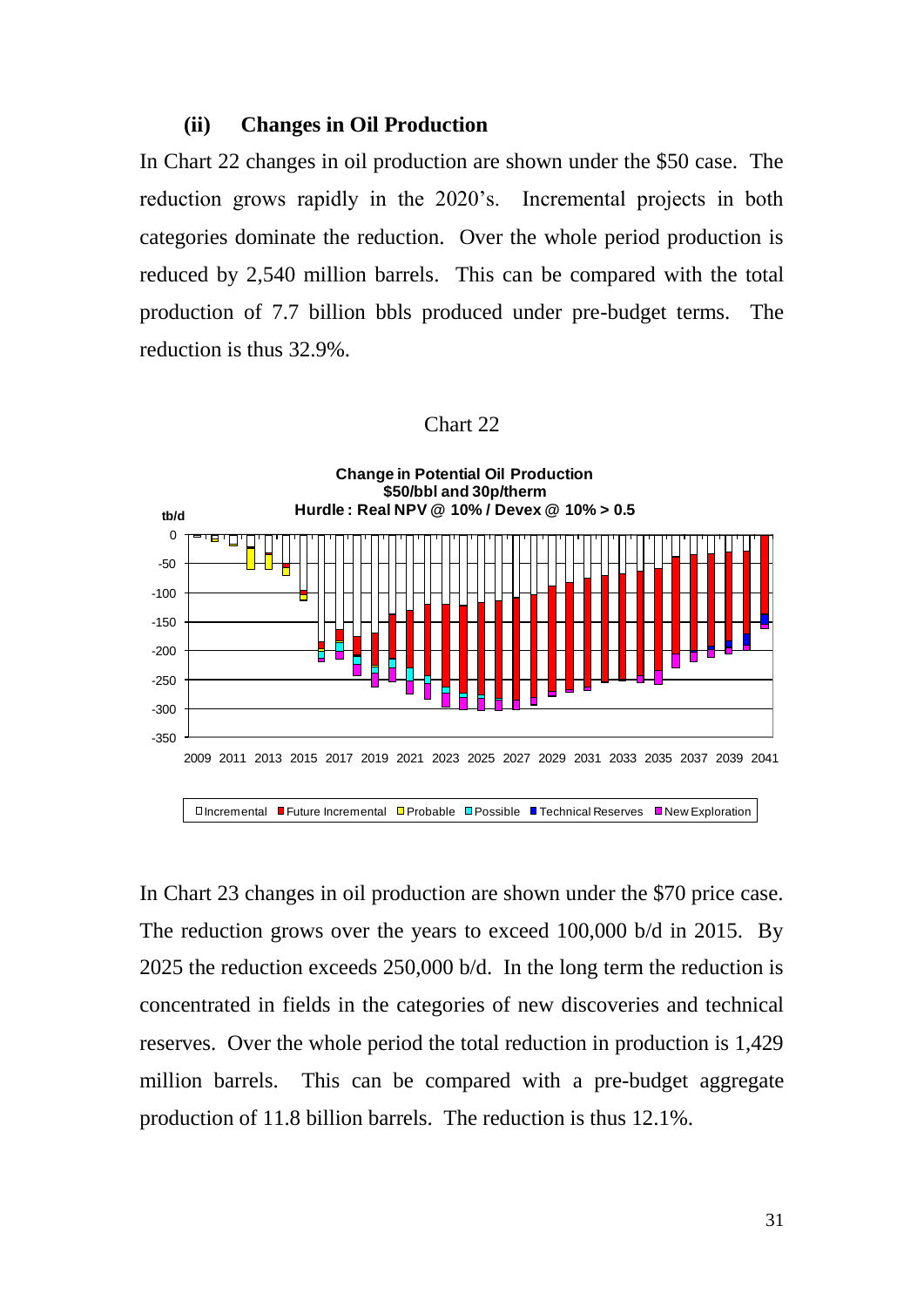### (ii) Changes in Oil Production

In Chart 22 changes in oil production are shown under the $50 case. The reduction grows rapidly in the 2020's. Incremental projects in both categories dominate the reduction. Over the whole period production is reduced by 2,540 million barrels. This can be compared with the total production of 7.7 billion bbls produced under pre-budget terms. The reduction is thus 32.9%.

Chart 22

**Change in Potential Oil Production**
**$50/bbl and 30p/therm**
**Hurdle : Real NPV @ 10% / Devex @ 10% > 0.5**

In Chart 23 changes in oil production are shown under the $70 price case. The reduction grows over the years to exceed 100,000 b/d in 2015. By 2025 the reduction exceeds 250,000 b/d. In the long term the reduction is concentrated in fields in the categories of new discoveries and technical reserves. Over the whole period the total reduction in production is 1,429 million barrels. This can be compared with a pre-budget aggregate production of 11.8 billion barrels. The reduction is thus 12.1%.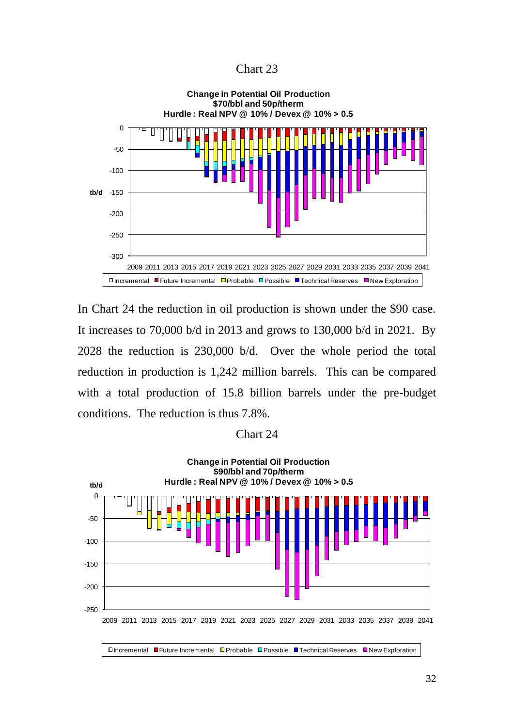Chart 23

**Change in Potential Oil Production**
**$70/bbl and 50p/therm**
**Hurdle : Real NPV @ 10% / Devex @ 10% > 0.5**

In Chart 24 the reduction in oil production is shown under the $90 case. It increases to 70,000 b/d in 2013 and grows to 130,000 b/d in 2021. By 2028 the reduction is 230,000 b/d. Over the whole period the total reduction in production is 1,242 million barrels. This can be compared with a total production of 15.8 billion barrels under the pre-budget conditions. The reduction is thus 7.8%.

Chart 24

**Change in Potential Oil Production**
**$90/bbl and 70p/therm**
**Hurdle : Real NPV @ 10% / Devex @ 10% > 0.5**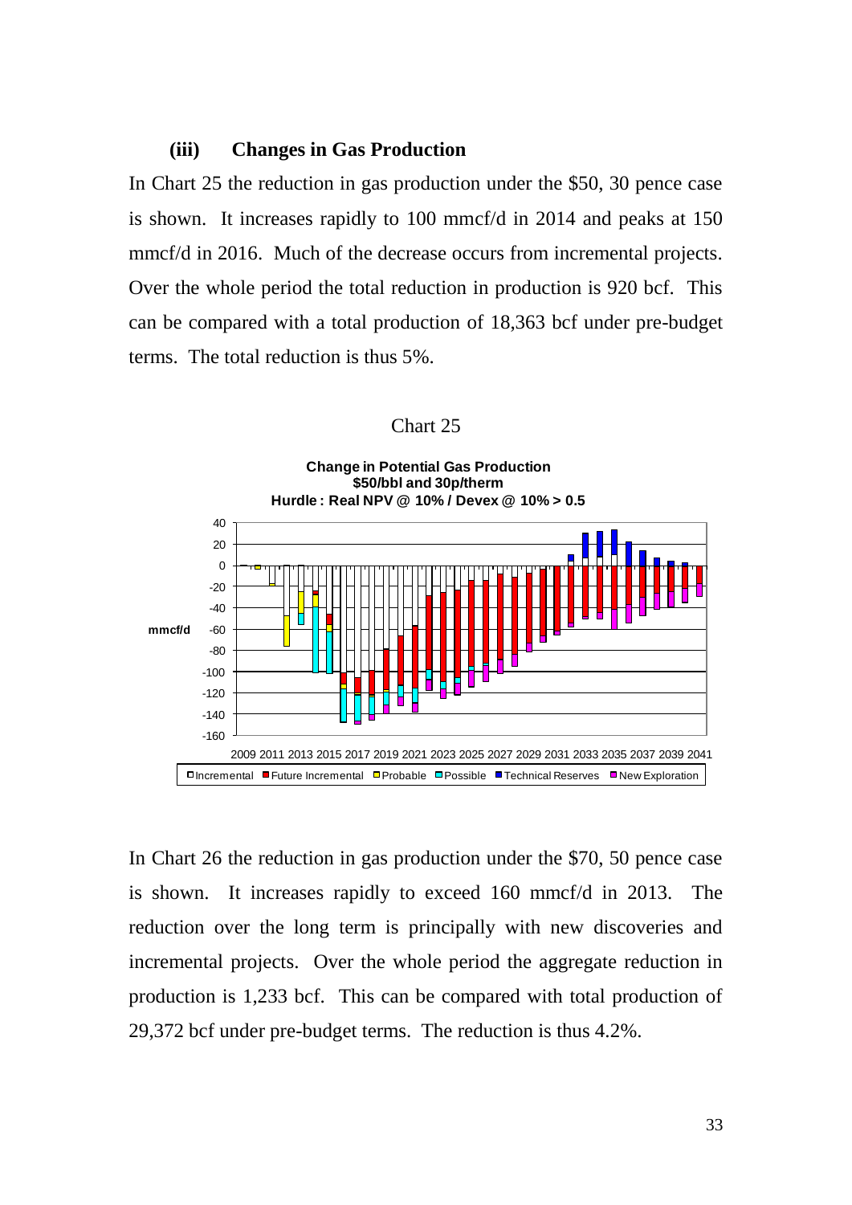### (iii) Changes in Gas Production

In Chart 25 the reduction in gas production under the $50, 30 pence case is shown. It increases rapidly to 100 mmcf/d in 2014 and peaks at 150 mmcf/d in 2016. Much of the decrease occurs from incremental projects. Over the whole period the total reduction in production is 920 bcf. This can be compared with a total production of 18,363 bcf under pre-budget terms. The total reduction is thus 5%.

Chart 25

**Change in Potential Gas Production**
**$50/bbl and 30p/therm**
**Hurdle : Real NPV @ 10% / Devex @ 10% > 0.5**

In Chart 26 the reduction in gas production under the $70, 50 pence case is shown. It increases rapidly to exceed 160 mmcf/d in 2013. The reduction over the long term is principally with new discoveries and incremental projects. Over the whole period the aggregate reduction in production is 1,233 bcf. This can be compared with total production of 29,372 bcf under pre-budget terms. The reduction is thus 4.2%.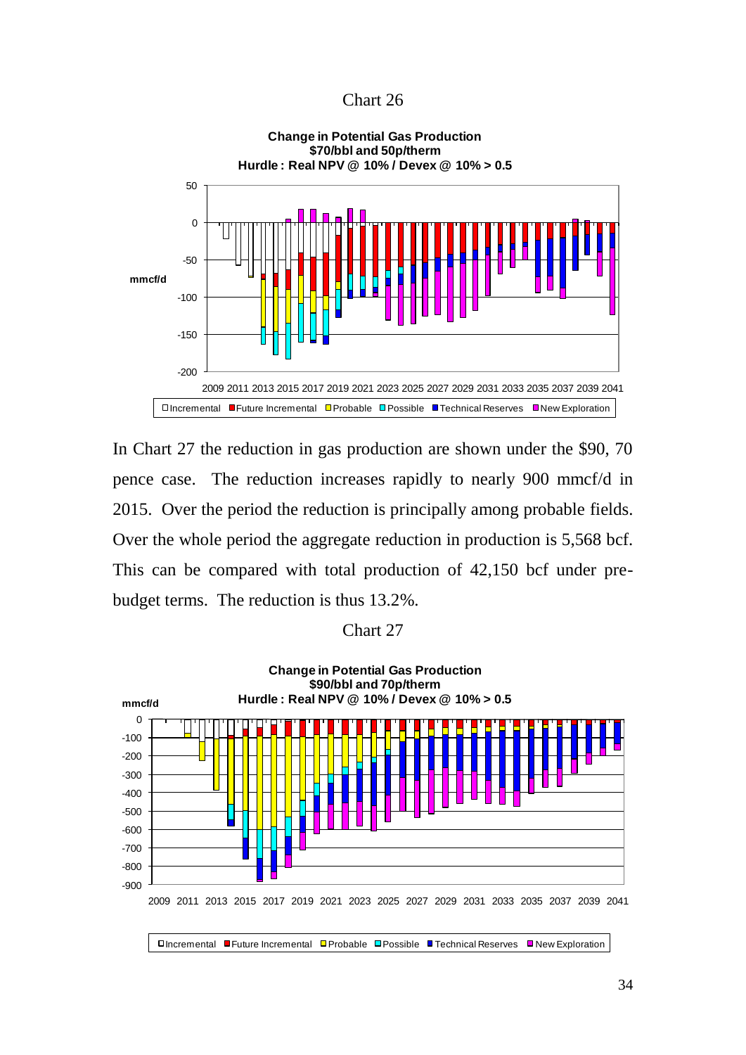Chart 26

**Change in Potential Gas Production**
**$70/bbl and 50p/therm**
**Hurdle : Real NPV @ 10% / Devex @ 10% > 0.5**

In Chart 27 the reduction in gas production are shown under the $90, 70 pence case. The reduction increases rapidly to nearly 900 mmcf/d in 2015. Over the period the reduction is principally among probable fields. Over the whole period the aggregate reduction in production is 5,568 bcf. This can be compared with total production of 42,150 bcf under pre-budget terms. The reduction is thus 13.2%.

Chart 27

**Change in Potential Gas Production**
**$90/bbl and 70p/therm**
**Hurdle : Real NPV @ 10% / Devex @ 10% > 0.5**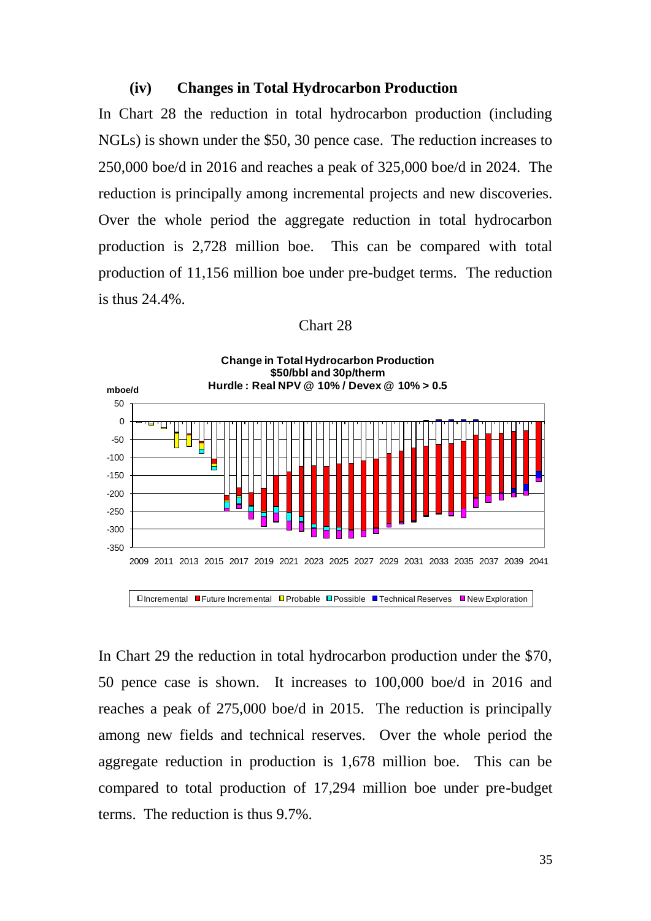### (iv) Changes in Total Hydrocarbon Production

In Chart 28 the reduction in total hydrocarbon production (including NGLs) is shown under the $50, 30 pence case. The reduction increases to 250,000 boe/d in 2016 and reaches a peak of 325,000 boe/d in 2024. The reduction is principally among incremental projects and new discoveries. Over the whole period the aggregate reduction in total hydrocarbon production is 2,728 million boe. This can be compared with total production of 11,156 million boe under pre-budget terms. The reduction is thus 24.4%.

Chart 28

**Change in Total Hydrocarbon Production**
**$50/bbl and 30p/therm**
**Hurdle : Real NPV @ 10% / Devex @ 10% > 0.5**

mboe/d

Incremental | Future Incremental | Probable | Possible | Technical Reserves | New Exploration

In Chart 29 the reduction in total hydrocarbon production under the $70, 50 pence case is shown. It increases to 100,000 boe/d in 2016 and reaches a peak of 275,000 boe/d in 2015. The reduction is principally among new fields and technical reserves. Over the whole period the aggregate reduction in production is 1,678 million boe. This can be compared to total production of 17,294 million boe under pre-budget terms. The reduction is thus 9.7%.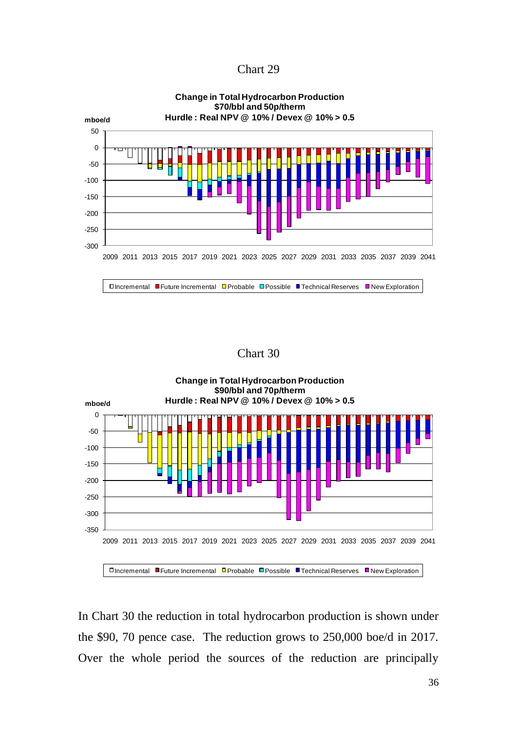Chart 29

**Change in Total Hydrocarbon Production**
**$70/bbl and 50p/therm**
**Hurdle : Real NPV @ 10% / Devex @ 10% > 0.5**

Chart 30

**Change in Total Hydrocarbon Production**
**$90/bbl and 70p/therm**
**Hurdle : Real NPV @ 10% / Devex @ 10% > 0.5**

In Chart 30 the reduction in total hydrocarbon production is shown under the $90, 70 pence case. The reduction grows to 250,000 boe/d in 2017. Over the whole period the sources of the reduction are principally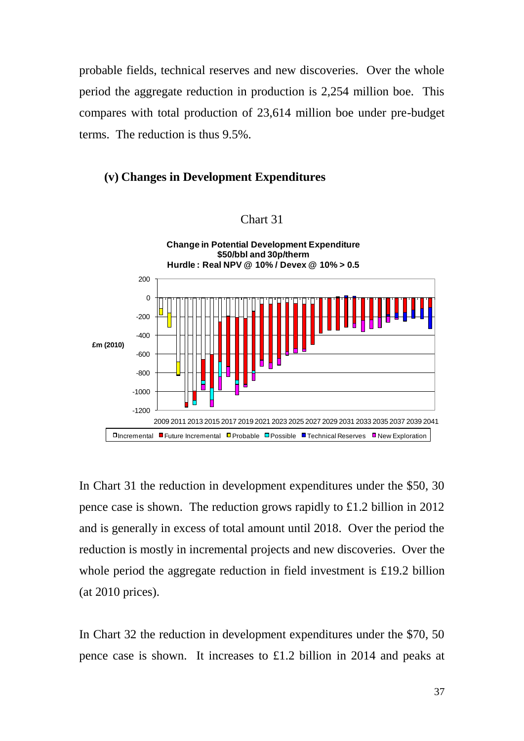probable fields, technical reserves and new discoveries. Over the whole period the aggregate reduction in production is 2,254 million boe. This compares with total production of 23,614 million boe under pre-budget terms. The reduction is thus 9.5%.

### (v) Changes in Development Expenditures

Chart 31

**Change in Potential Development Expenditure**
**$50/bbl and 30p/therm**
**Hurdle : Real NPV @ 10% / Devex @ 10% > 0.5**

In Chart 31 the reduction in development expenditures under the $50, 30 pence case is shown. The reduction grows rapidly to £1.2 billion in 2012 and is generally in excess of total amount until 2018. Over the period the reduction is mostly in incremental projects and new discoveries. Over the whole period the aggregate reduction in field investment is £19.2 billion (at 2010 prices).

In Chart 32 the reduction in development expenditures under the $70, 50 pence case is shown. It increases to £1.2 billion in 2014 and peaks at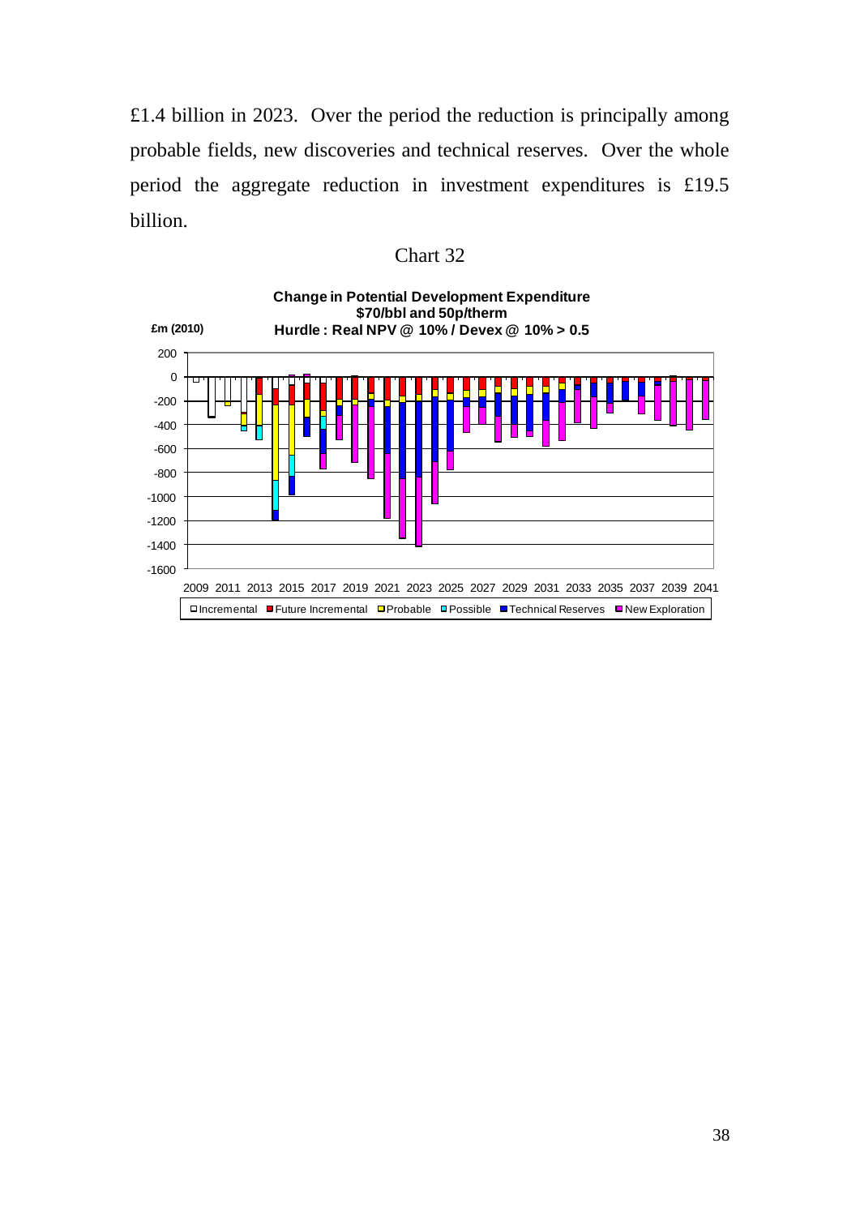£1.4 billion in 2023. Over the period the reduction is principally among probable fields, new discoveries and technical reserves. Over the whole period the aggregate reduction in investment expenditures is £19.5 billion.

Chart 32

**Change in Potential Development Expenditure**
**$70/bbl and 50p/therm**
**Hurdle : Real NPV @ 10% / Devex @ 10% > 0.5**

£m (2010)

Legend: Incremental, Future Incremental, Probable, Possible, Technical Reserves, New Exploration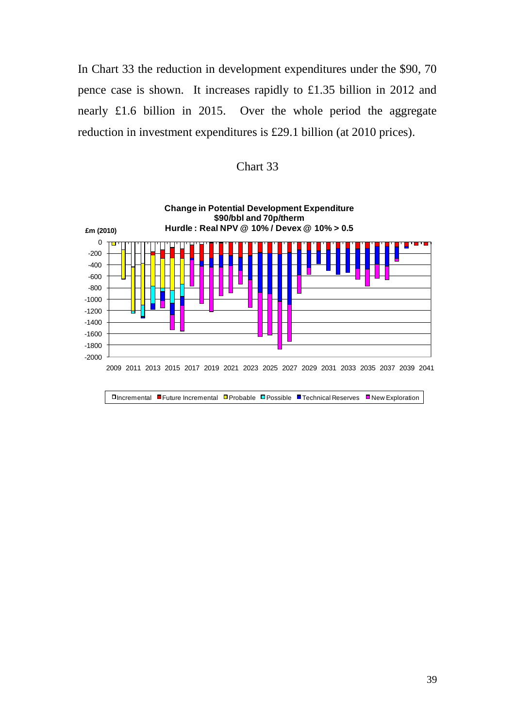In Chart 33 the reduction in development expenditures under the $90, 70 pence case is shown. It increases rapidly to £1.35 billion in 2012 and nearly £1.6 billion in 2015. Over the whole period the aggregate reduction in investment expenditures is £29.1 billion (at 2010 prices).

Chart 33

**Change in Potential Development Expenditure**
**$90/bbl and 70p/therm**
**Hurdle : Real NPV @ 10% / Devex @ 10% > 0.5**

£m (2010)

Incremental | Future Incremental | Probable | Possible | Technical Reserves | New Exploration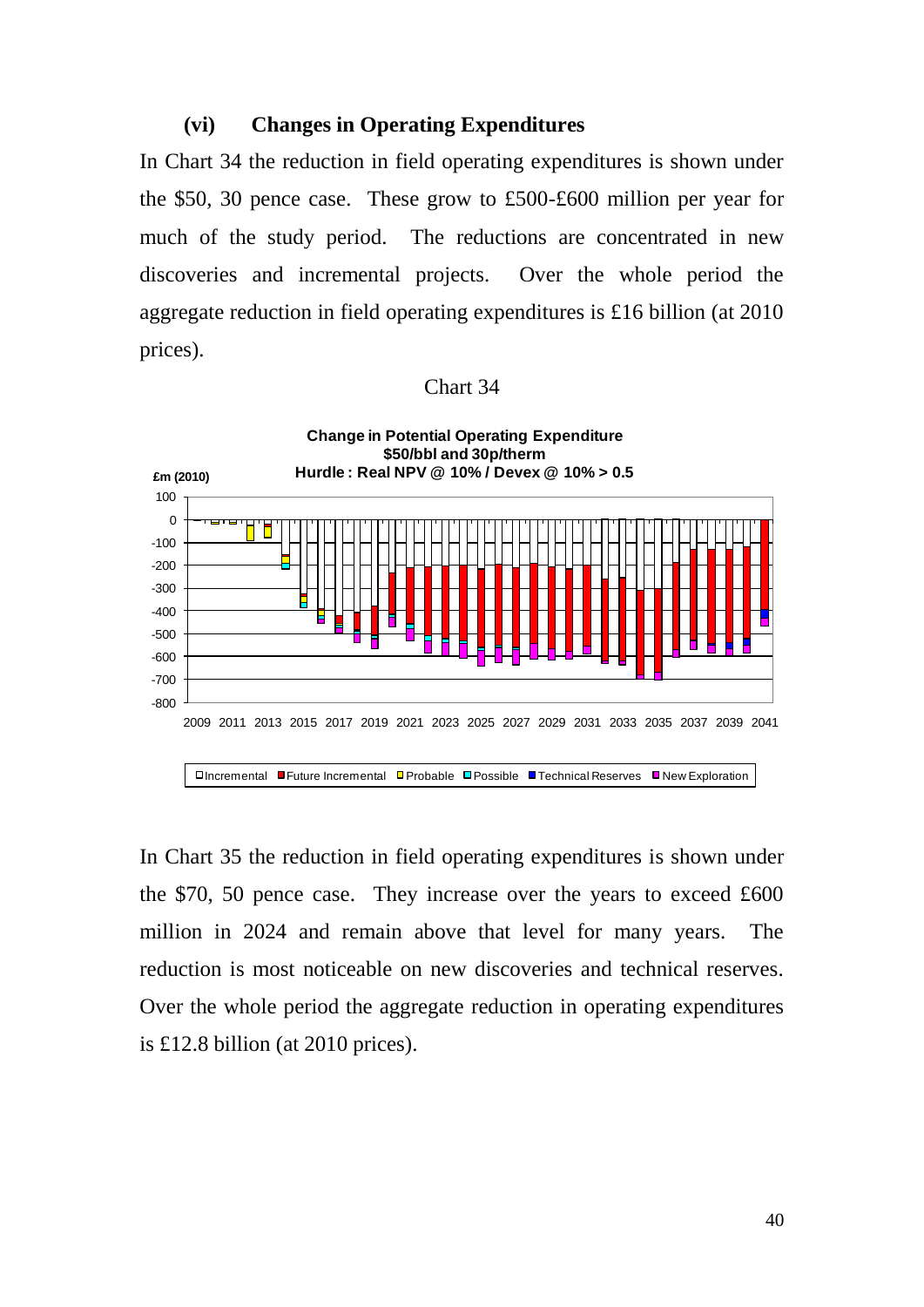### (vi) Changes in Operating Expenditures

In Chart 34 the reduction in field operating expenditures is shown under the \$50, 30 pence case. These grow to £500-£600 million per year for much of the study period. The reductions are concentrated in new discoveries and incremental projects. Over the whole period the aggregate reduction in field operating expenditures is £16 billion (at 2010 prices).

Chart 34

**Change in Potential Operating Expenditure**
**\$50/bbl and 30p/therm**
**Hurdle : Real NPV @ 10% / Devex @ 10% > 0.5**

In Chart 35 the reduction in field operating expenditures is shown under the \$70, 50 pence case. They increase over the years to exceed £600 million in 2024 and remain above that level for many years. The reduction is most noticeable on new discoveries and technical reserves. Over the whole period the aggregate reduction in operating expenditures is £12.8 billion (at 2010 prices).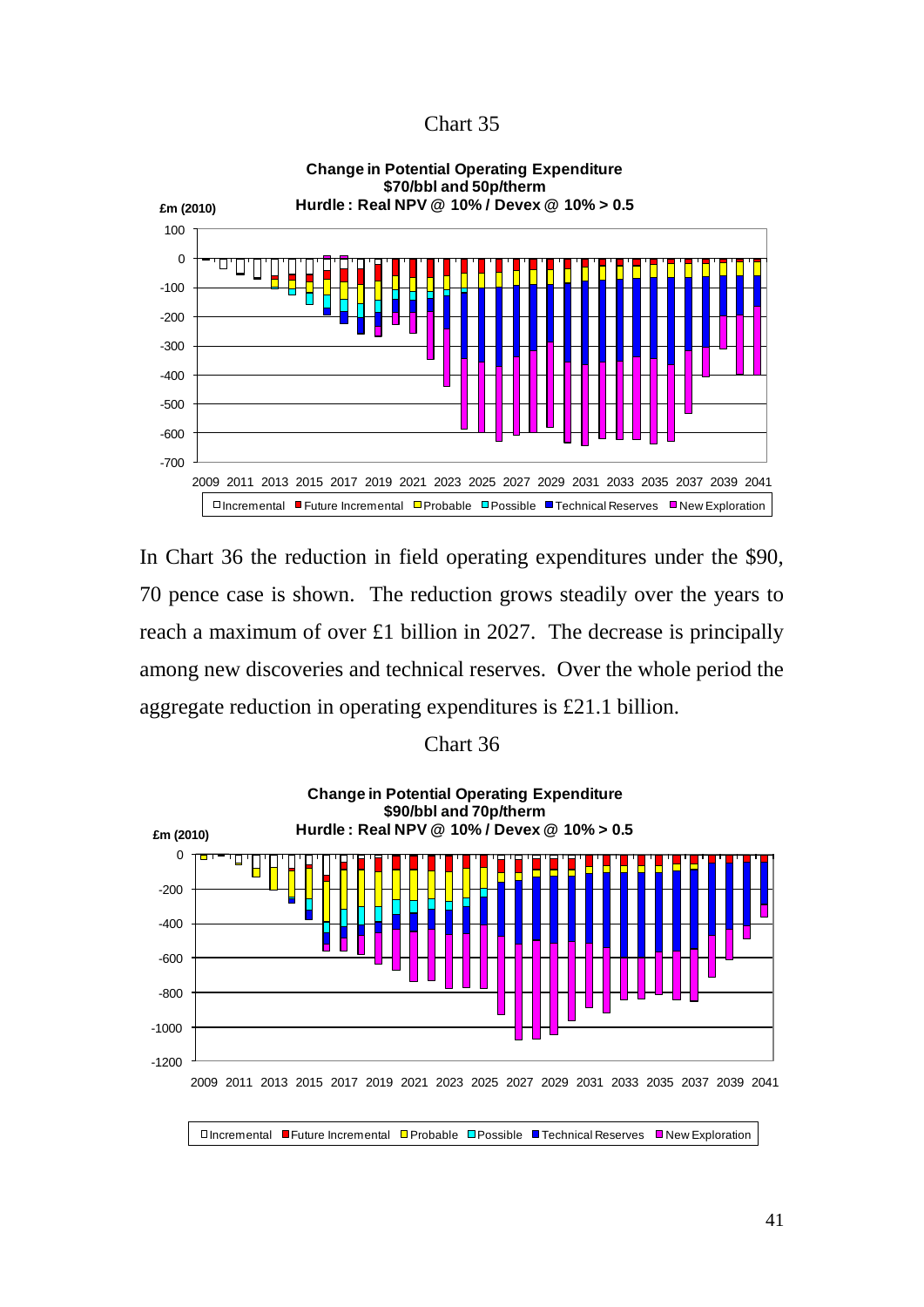Chart 35

In Chart 36 the reduction in field operating expenditures under the $90, 70 pence case is shown. The reduction grows steadily over the years to reach a maximum of over £1 billion in 2027. The decrease is principally among new discoveries and technical reserves. Over the whole period the aggregate reduction in operating expenditures is £21.1 billion.

Chart 36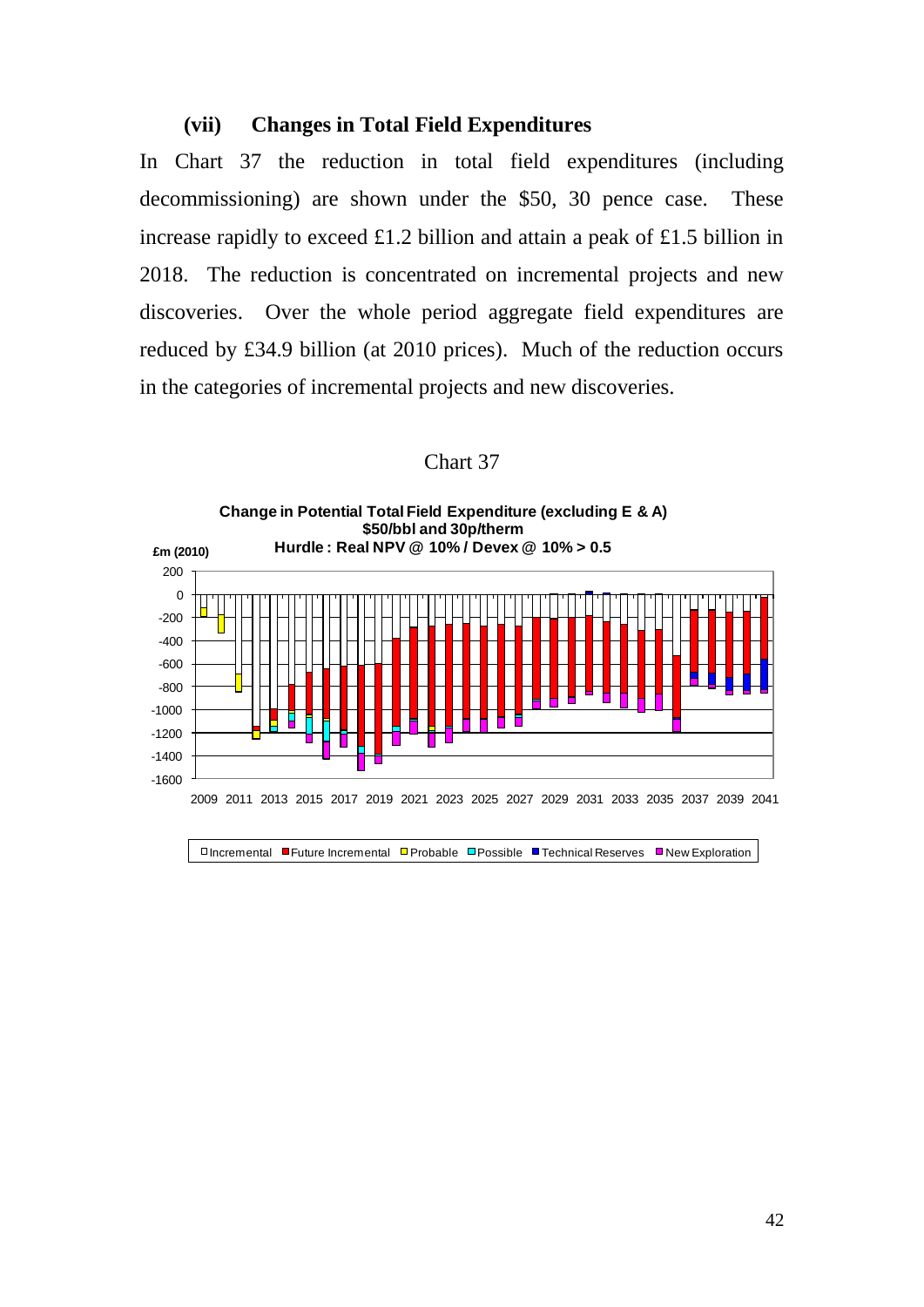### (vii) Changes in Total Field Expenditures

In Chart 37 the reduction in total field expenditures (including decommissioning) are shown under the \$50, 30 pence case. These increase rapidly to exceed £1.2 billion and attain a peak of £1.5 billion in 2018. The reduction is concentrated on incremental projects and new discoveries. Over the whole period aggregate field expenditures are reduced by £34.9 billion (at 2010 prices). Much of the reduction occurs in the categories of incremental projects and new discoveries.

Chart 37

**Change in Potential Total Field Expenditure (excluding E & A)**
**\$50/bbl and 30p/therm**
**Hurdle : Real NPV @ 10% / Devex @ 10% > 0.5**

£m (2010)

Incremental | Future Incremental | Probable | Possible | Technical Reserves | New Exploration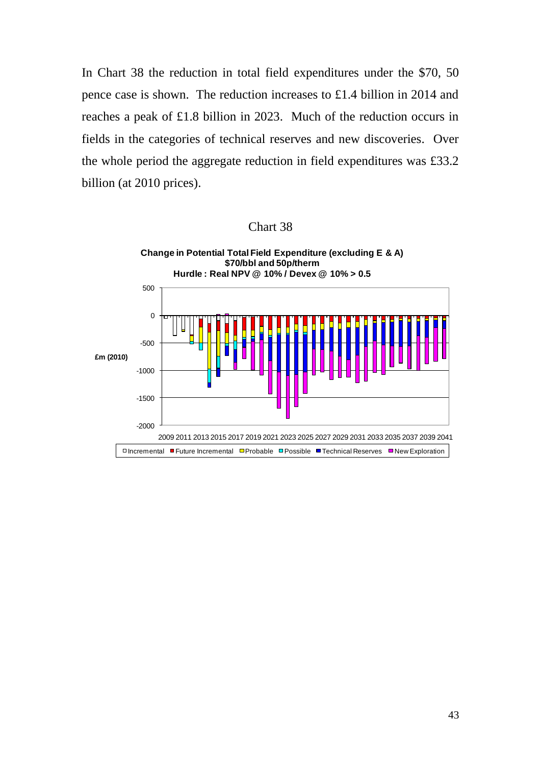In Chart 38 the reduction in total field expenditures under the \$70, 50 pence case is shown. The reduction increases to £1.4 billion in 2014 and reaches a peak of £1.8 billion in 2023. Much of the reduction occurs in fields in the categories of technical reserves and new discoveries. Over the whole period the aggregate reduction in field expenditures was £33.2 billion (at 2010 prices).

Chart 38

**Change in Potential Total Field Expenditure (excluding E & A)**
**\$70/bbl and 50p/therm**
**Hurdle : Real NPV @ 10% / Devex @ 10% > 0.5**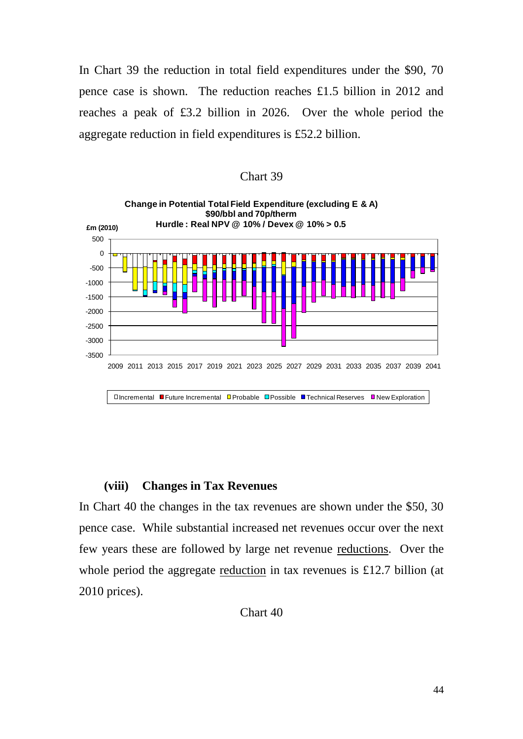In Chart 39 the reduction in total field expenditures under the $90, 70 pence case is shown. The reduction reaches £1.5 billion in 2012 and reaches a peak of £3.2 billion in 2026. Over the whole period the aggregate reduction in field expenditures is £52.2 billion.

Chart 39

**Change in Potential Total Field Expenditure (excluding E & A)**
**$90/bbl and 70p/therm**
**Hurdle : Real NPV @ 10% / Devex @ 10% > 0.5**

£m (2010)

Incremental, Future Incremental, Probable, Possible, Technical Reserves, New Exploration

### (viii) Changes in Tax Revenues

In Chart 40 the changes in the tax revenues are shown under the $50, 30 pence case. While substantial increased net revenues occur over the next few years these are followed by large net revenue reductions. Over the whole period the aggregate reduction in tax revenues is £12.7 billion (at 2010 prices).

Chart 40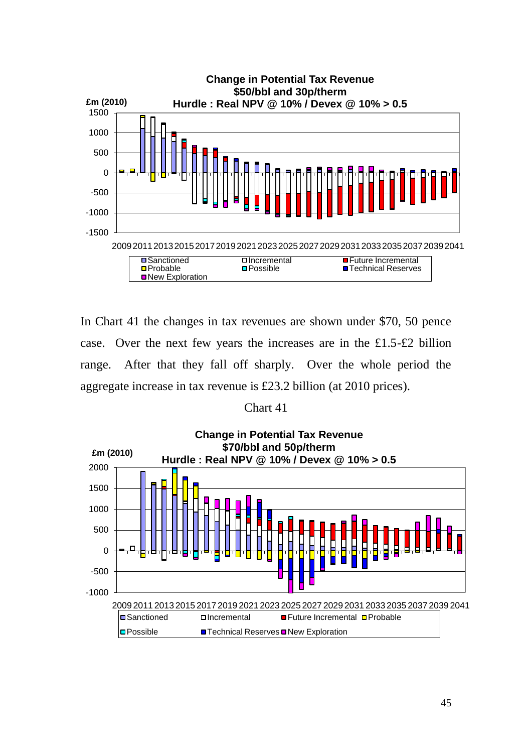In Chart 41 the changes in tax revenues are shown under \$70, 50 pence case. Over the next few years the increases are in the £1.5-£2 billion range. After that they fall off sharply. Over the whole period the aggregate increase in tax revenue is £23.2 billion (at 2010 prices).

Chart 41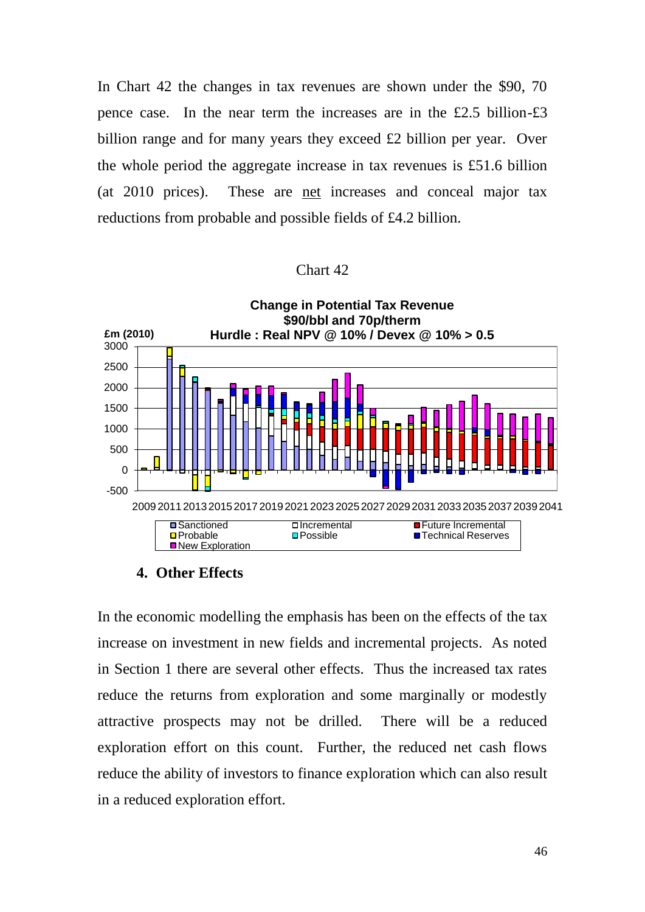In Chart 42 the changes in tax revenues are shown under the \$90, 70 pence case. In the near term the increases are in the £2.5 billion-£3 billion range and for many years they exceed £2 billion per year. Over the whole period the aggregate increase in tax revenues is £51.6 billion (at 2010 prices). These are net increases and conceal major tax reductions from probable and possible fields of £4.2 billion.

Chart 42

**Change in Potential Tax Revenue**
**\$90/bbl and 70p/therm**
**Hurdle : Real NPV @ 10% / Devex @ 10% > 0.5**

£m (2010)

Legend: Sanctioned, Probable, New Exploration, Incremental, Possible, Future Incremental, Technical Reserves

#### 4. Other Effects

In the economic modelling the emphasis has been on the effects of the tax increase on investment in new fields and incremental projects. As noted in Section 1 there are several other effects. Thus the increased tax rates reduce the returns from exploration and some marginally or modestly attractive prospects may not be drilled. There will be a reduced exploration effort on this count. Further, the reduced net cash flows reduce the ability of investors to finance exploration which can also result in a reduced exploration effort.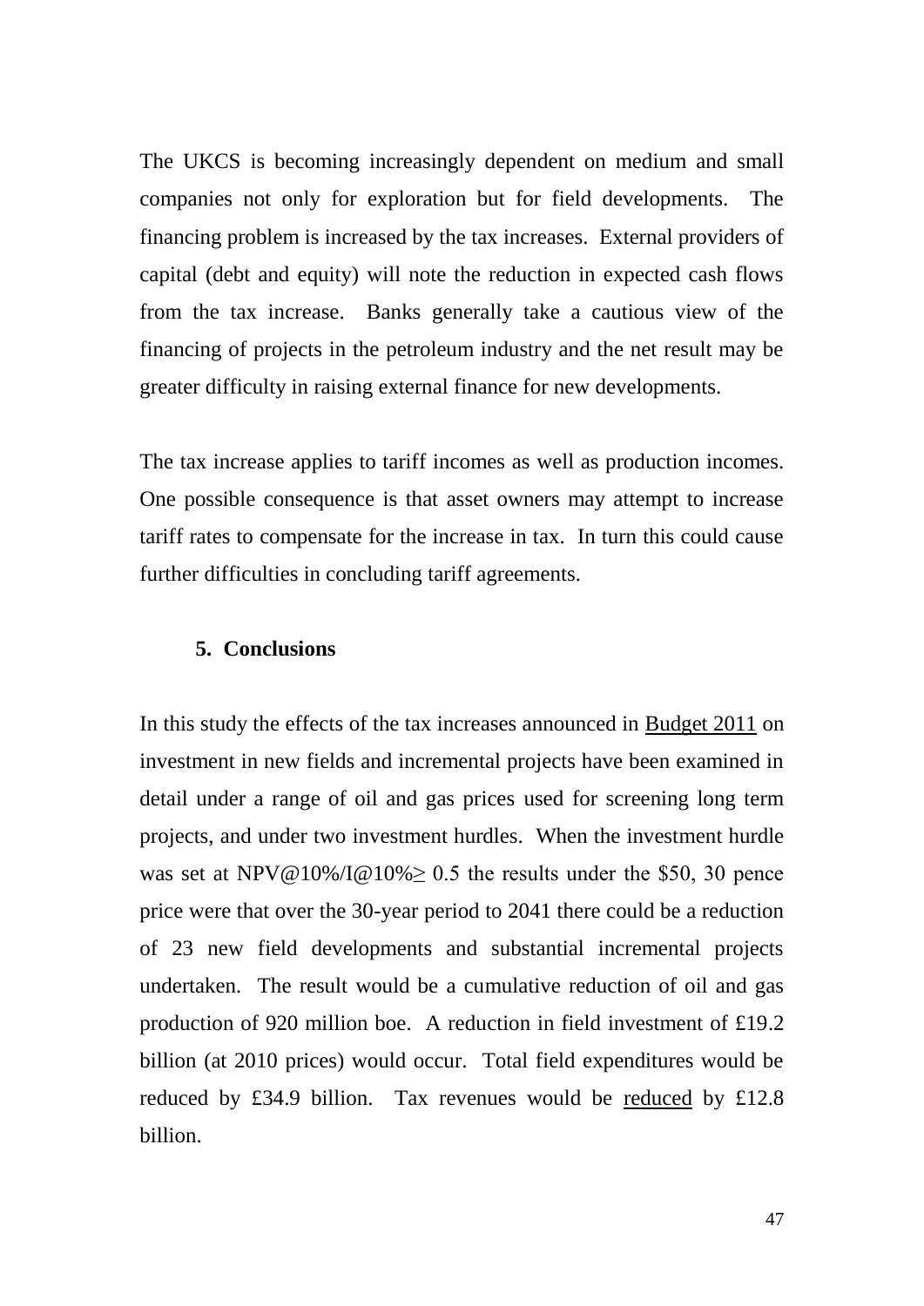The UKCS is becoming increasingly dependent on medium and small companies not only for exploration but for field developments. The financing problem is increased by the tax increases. External providers of capital (debt and equity) will note the reduction in expected cash flows from the tax increase. Banks generally take a cautious view of the financing of projects in the petroleum industry and the net result may be greater difficulty in raising external finance for new developments.

The tax increase applies to tariff incomes as well as production incomes. One possible consequence is that asset owners may attempt to increase tariff rates to compensate for the increase in tax. In turn this could cause further difficulties in concluding tariff agreements.

## 5. Conclusions

In this study the effects of the tax increases announced in Budget 2011 on investment in new fields and incremental projects have been examined in detail under a range of oil and gas prices used for screening long term projects, and under two investment hurdles. When the investment hurdle was set at NPV@10%/I@10% $\geq$ 0.5 the results under the \$50, 30 pence price were that over the 30-year period to 2041 there could be a reduction of 23 new field developments and substantial incremental projects undertaken. The result would be a cumulative reduction of oil and gas production of 920 million boe. A reduction in field investment of £19.2 billion (at 2010 prices) would occur. Total field expenditures would be reduced by £34.9 billion. Tax revenues would be reduced by £12.8 billion.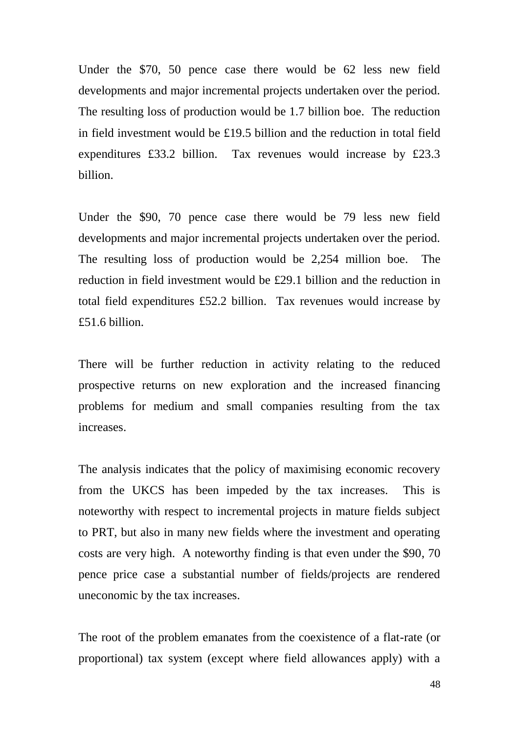Under the $70, 50 pence case there would be 62 less new field developments and major incremental projects undertaken over the period. The resulting loss of production would be 1.7 billion boe. The reduction in field investment would be £19.5 billion and the reduction in total field expenditures £33.2 billion. Tax revenues would increase by £23.3 billion.

Under the $90, 70 pence case there would be 79 less new field developments and major incremental projects undertaken over the period. The resulting loss of production would be 2,254 million boe. The reduction in field investment would be £29.1 billion and the reduction in total field expenditures £52.2 billion. Tax revenues would increase by £51.6 billion.

There will be further reduction in activity relating to the reduced prospective returns on new exploration and the increased financing problems for medium and small companies resulting from the tax increases.

The analysis indicates that the policy of maximising economic recovery from the UKCS has been impeded by the tax increases. This is noteworthy with respect to incremental projects in mature fields subject to PRT, but also in many new fields where the investment and operating costs are very high. A noteworthy finding is that even under the $90, 70 pence price case a substantial number of fields/projects are rendered uneconomic by the tax increases.

The root of the problem emanates from the coexistence of a flat-rate (or proportional) tax system (except where field allowances apply) with a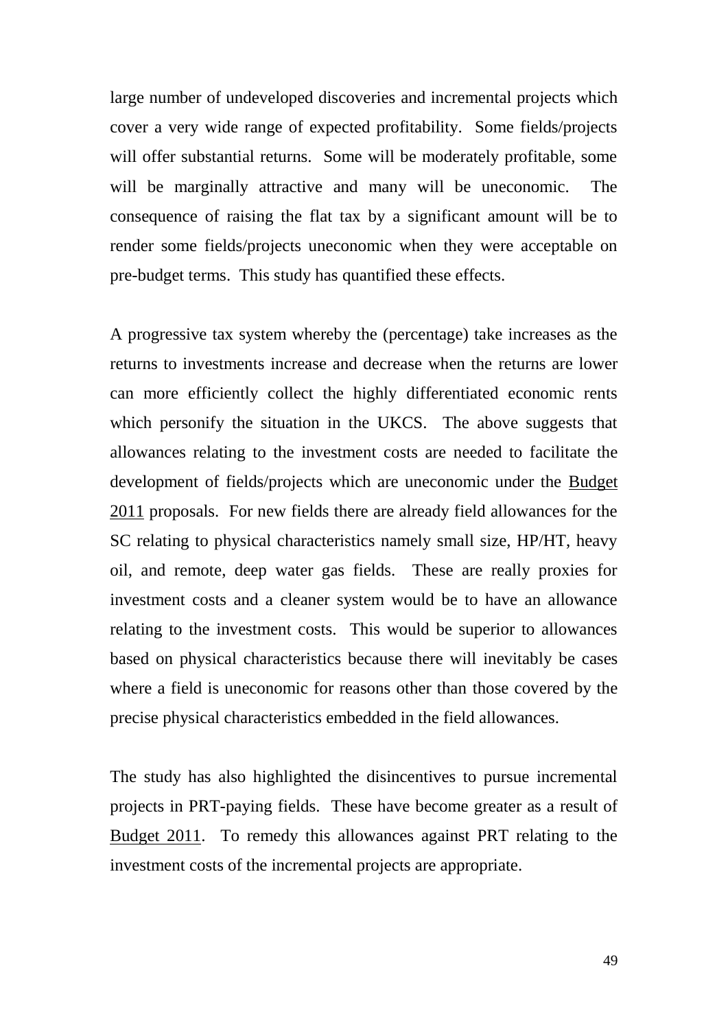large number of undeveloped discoveries and incremental projects which cover a very wide range of expected profitability. Some fields/projects will offer substantial returns. Some will be moderately profitable, some will be marginally attractive and many will be uneconomic. The consequence of raising the flat tax by a significant amount will be to render some fields/projects uneconomic when they were acceptable on pre-budget terms. This study has quantified these effects.

A progressive tax system whereby the (percentage) take increases as the returns to investments increase and decrease when the returns are lower can more efficiently collect the highly differentiated economic rents which personify the situation in the UKCS. The above suggests that allowances relating to the investment costs are needed to facilitate the development of fields/projects which are uneconomic under the Budget 2011 proposals. For new fields there are already field allowances for the SC relating to physical characteristics namely small size, HP/HT, heavy oil, and remote, deep water gas fields. These are really proxies for investment costs and a cleaner system would be to have an allowance relating to the investment costs. This would be superior to allowances based on physical characteristics because there will inevitably be cases where a field is uneconomic for reasons other than those covered by the precise physical characteristics embedded in the field allowances.

The study has also highlighted the disincentives to pursue incremental projects in PRT-paying fields. These have become greater as a result of Budget 2011. To remedy this allowances against PRT relating to the investment costs of the incremental projects are appropriate.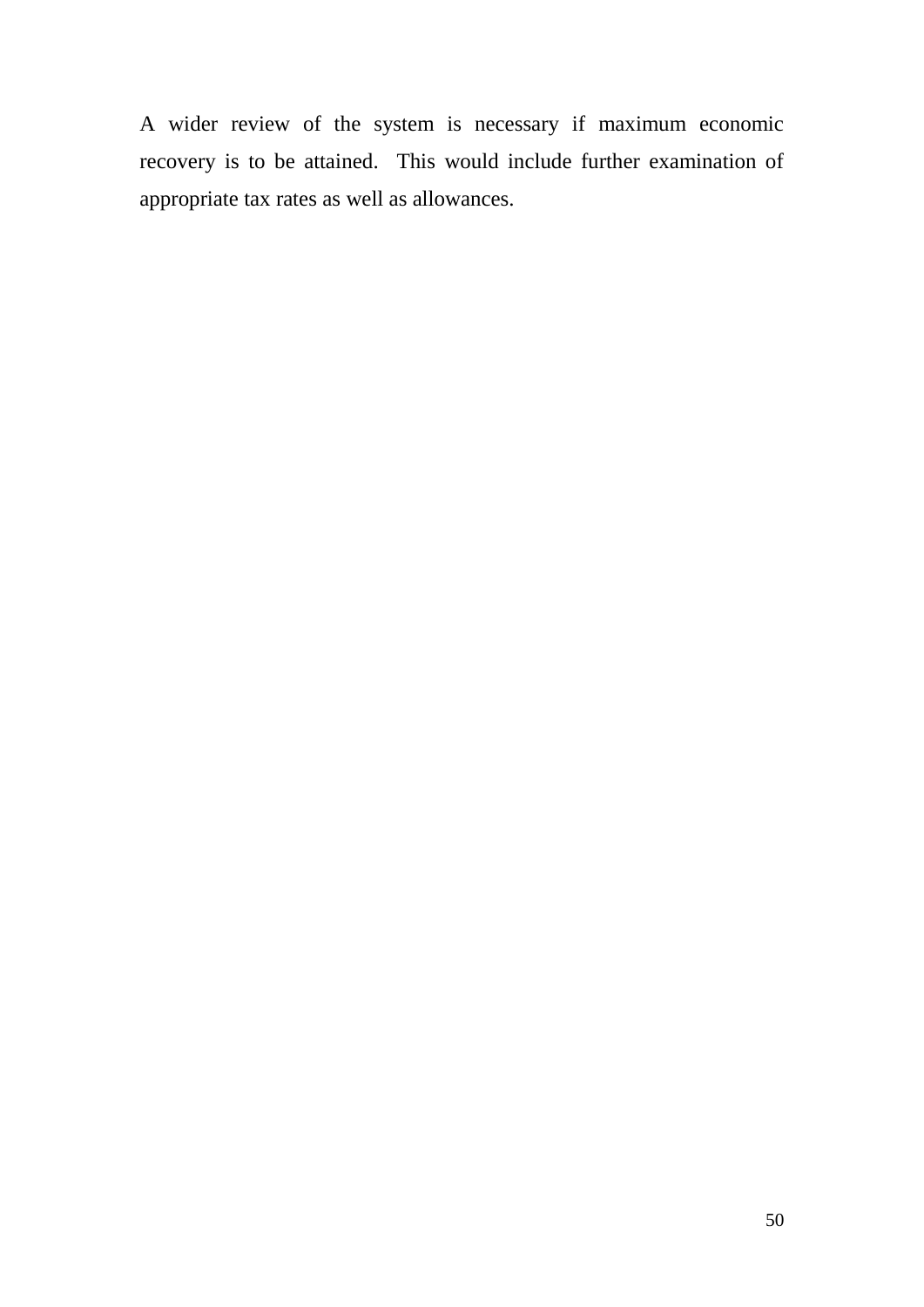A wider review of the system is necessary if maximum economic recovery is to be attained. This would include further examination of appropriate tax rates as well as allowances.